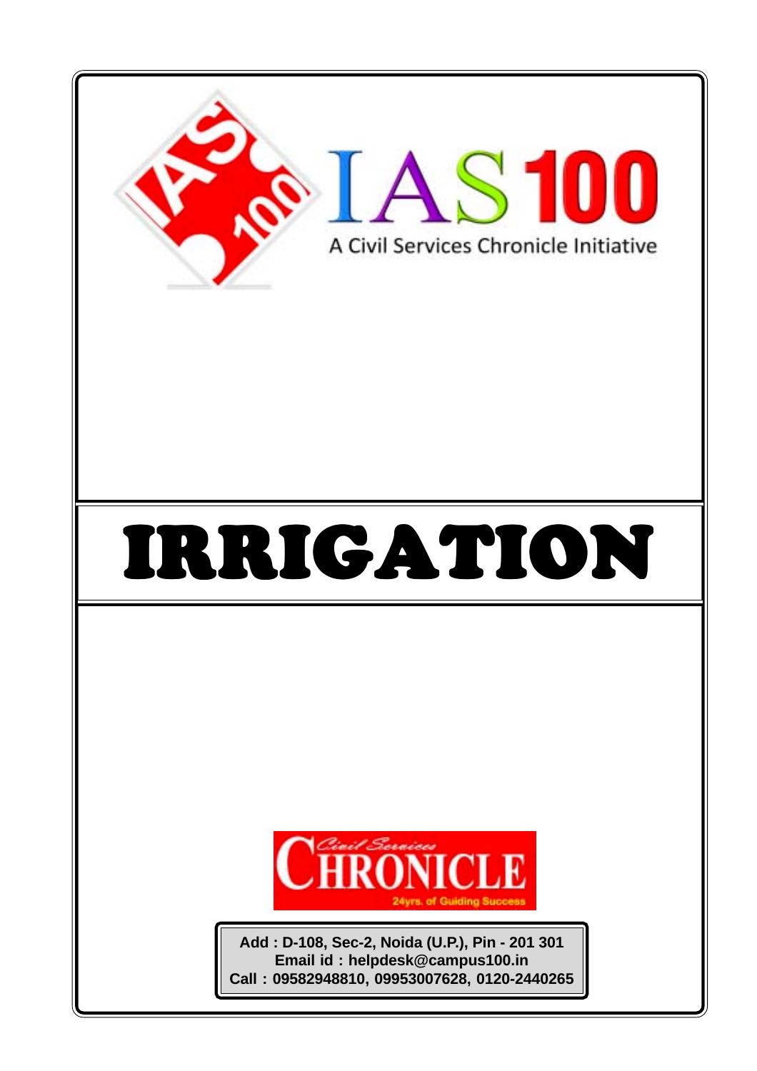IAS 100

A Civil Services Chronicle Initiative

# IRRIGATION

Civil Services CHRONICLE

24yrs. of Guiding Success

**Add : D-108, Sec-2, Noida (U.P.), Pin - 201 301**
**Email id : helpdesk@campus100.in**
**Call : 09582948810, 09953007628, 0120-2440265**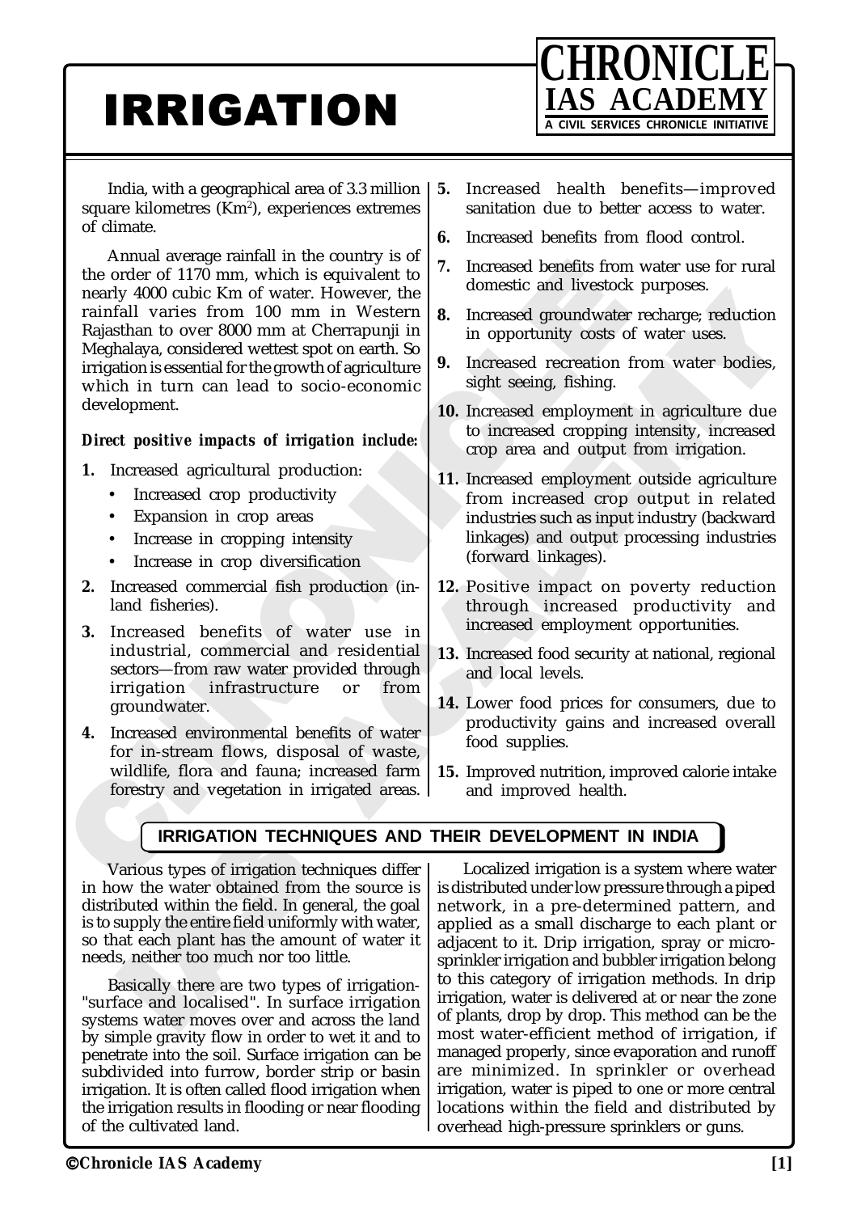# IRRIGATION

India, with a geographical area of 3.3 million square kilometres ($Km^2$), experiences extremes of climate.

Annual average rainfall in the country is of the order of 1170 mm, which is equivalent to nearly 4000 cubic Km of water. However, the rainfall varies from 100 mm in Western Rajasthan to over 8000 mm at Cherrapunji in Meghalaya, considered wettest spot on earth. So irrigation is essential for the growth of agriculture which in turn can lead to socio-economic development.

***Direct positive impacts of irrigation include:***

1. Increased agricultural production:
   - Increased crop productivity
   - Expansion in crop areas
   - Increase in cropping intensity
   - Increase in crop diversification
2. Increased commercial fish production (inland fisheries).
3. Increased benefits of water use in industrial, commercial and residential sectors—from raw water provided through irrigation infrastructure or from groundwater.
4. Increased environmental benefits of water for in-stream flows, disposal of waste, wildlife, flora and fauna; increased farm forestry and vegetation in irrigated areas.
5. Increased health benefits—improved sanitation due to better access to water.
6. Increased benefits from flood control.
7. Increased benefits from water use for rural domestic and livestock purposes.
8. Increased groundwater recharge; reduction in opportunity costs of water uses.
9. Increased recreation from water bodies, sight seeing, fishing.
10. Increased employment in agriculture due to increased cropping intensity, increased crop area and output from irrigation.
11. Increased employment outside agriculture from increased crop output in related industries such as input industry (backward linkages) and output processing industries (forward linkages).
12. Positive impact on poverty reduction through increased productivity and increased employment opportunities.
13. Increased food security at national, regional and local levels.
14. Lower food prices for consumers, due to productivity gains and increased overall food supplies.
15. Improved nutrition, improved calorie intake and improved health.

## IRRIGATION TECHNIQUES AND THEIR DEVELOPMENT IN INDIA

Various types of irrigation techniques differ in how the water obtained from the source is distributed within the field. In general, the goal is to supply the entire field uniformly with water, so that each plant has the amount of water it needs, neither too much nor too little.

Basically there are two types of irrigation- "surface and localised". In surface irrigation systems water moves over and across the land by simple gravity flow in order to wet it and to penetrate into the soil. Surface irrigation can be subdivided into furrow, border strip or basin irrigation. It is often called flood irrigation when the irrigation results in flooding or near flooding of the cultivated land.

Localized irrigation is a system where water is distributed under low pressure through a piped network, in a pre-determined pattern, and applied as a small discharge to each plant or adjacent to it. Drip irrigation, spray or micro-sprinkler irrigation and bubbler irrigation belong to this category of irrigation methods. In drip irrigation, water is delivered at or near the zone of plants, drop by drop. This method can be the most water-efficient method of irrigation, if managed properly, since evaporation and runoff are minimized. In sprinkler or overhead irrigation, water is piped to one or more central locations within the field and distributed by overhead high-pressure sprinklers or guns.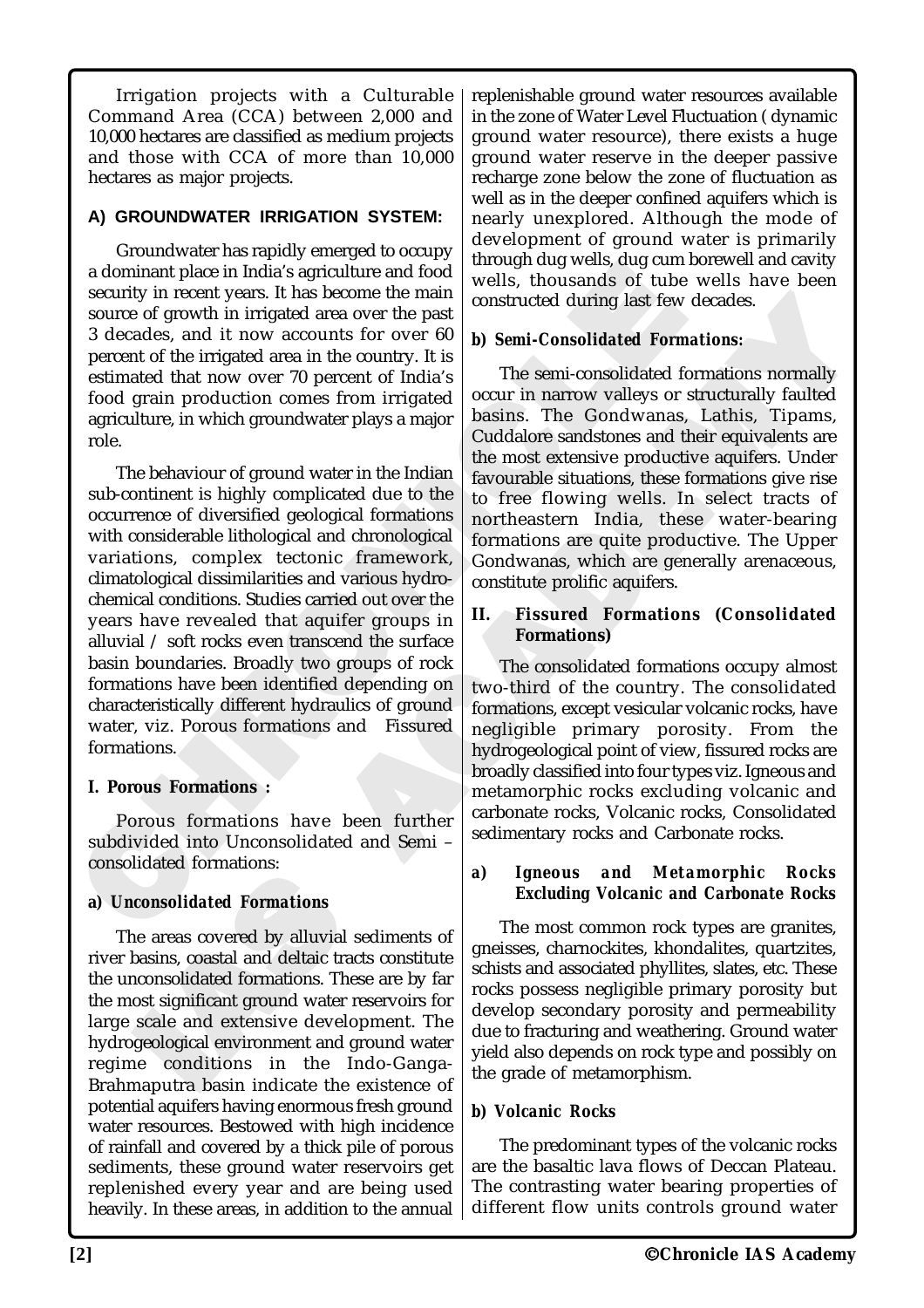Irrigation projects with a Culturable Command Area (CCA) between 2,000 and 10,000 hectares are classified as medium projects and those with CCA of more than 10,000 hectares as major projects.

## A) GROUNDWATER IRRIGATION SYSTEM:

Groundwater has rapidly emerged to occupy a dominant place in India's agriculture and food security in recent years. It has become the main source of growth in irrigated area over the past 3 decades, and it now accounts for over 60 percent of the irrigated area in the country. It is estimated that now over 70 percent of India's food grain production comes from irrigated agriculture, in which groundwater plays a major role.

The behaviour of ground water in the Indian sub-continent is highly complicated due to the occurrence of diversified geological formations with considerable lithological and chronological variations, complex tectonic framework, climatological dissimilarities and various hydro-chemical conditions. Studies carried out over the years have revealed that aquifer groups in alluvial / soft rocks even transcend the surface basin boundaries. Broadly two groups of rock formations have been identified depending on characteristically different hydraulics of ground water, viz. Porous formations and Fissured formations.

### I. Porous Formations :

Porous formations have been further subdivided into Unconsolidated and Semi – consolidated formations:

#### a) *Unconsolidated Formations*

The areas covered by alluvial sediments of river basins, coastal and deltaic tracts constitute the unconsolidated formations. These are by far the most significant ground water reservoirs for large scale and extensive development. The hydrogeological environment and ground water regime conditions in the Indo-Ganga-Brahmaputra basin indicate the existence of potential aquifers having enormous fresh ground water resources. Bestowed with high incidence of rainfall and covered by a thick pile of porous sediments, these ground water reservoirs get replenished every year and are being used heavily. In these areas, in addition to the annual replenishable ground water resources available in the zone of Water Level Fluctuation ( dynamic ground water resource), there exists a huge ground water reserve in the deeper passive recharge zone below the zone of fluctuation as well as in the deeper confined aquifers which is nearly unexplored. Although the mode of development of ground water is primarily through dug wells, dug cum borewell and cavity wells, thousands of tube wells have been constructed during last few decades.

#### b) *Semi-Consolidated Formations:*

The semi-consolidated formations normally occur in narrow valleys or structurally faulted basins. The Gondwanas, Lathis, Tipams, Cuddalore sandstones and their equivalents are the most extensive productive aquifers. Under favourable situations, these formations give rise to free flowing wells. In select tracts of northeastern India, these water-bearing formations are quite productive. The Upper Gondwanas, which are generally arenaceous, constitute prolific aquifers.

### II. Fissured Formations (Consolidated Formations)

The consolidated formations occupy almost two-third of the country. The consolidated formations, except vesicular volcanic rocks, have negligible primary porosity. From the hydrogeological point of view, fissured rocks are broadly classified into four types viz. Igneous and metamorphic rocks excluding volcanic and carbonate rocks, Volcanic rocks, Consolidated sedimentary rocks and Carbonate rocks.

#### a) *Igneous and Metamorphic Rocks Excluding Volcanic and Carbonate Rocks*

The most common rock types are granites, gneisses, charnockites, khondalites, quartzites, schists and associated phyllites, slates, etc. These rocks possess negligible primary porosity but develop secondary porosity and permeability due to fracturing and weathering. Ground water yield also depends on rock type and possibly on the grade of metamorphism.

#### b) *Volcanic Rocks*

The predominant types of the volcanic rocks are the basaltic lava flows of Deccan Plateau. The contrasting water bearing properties of different flow units controls ground water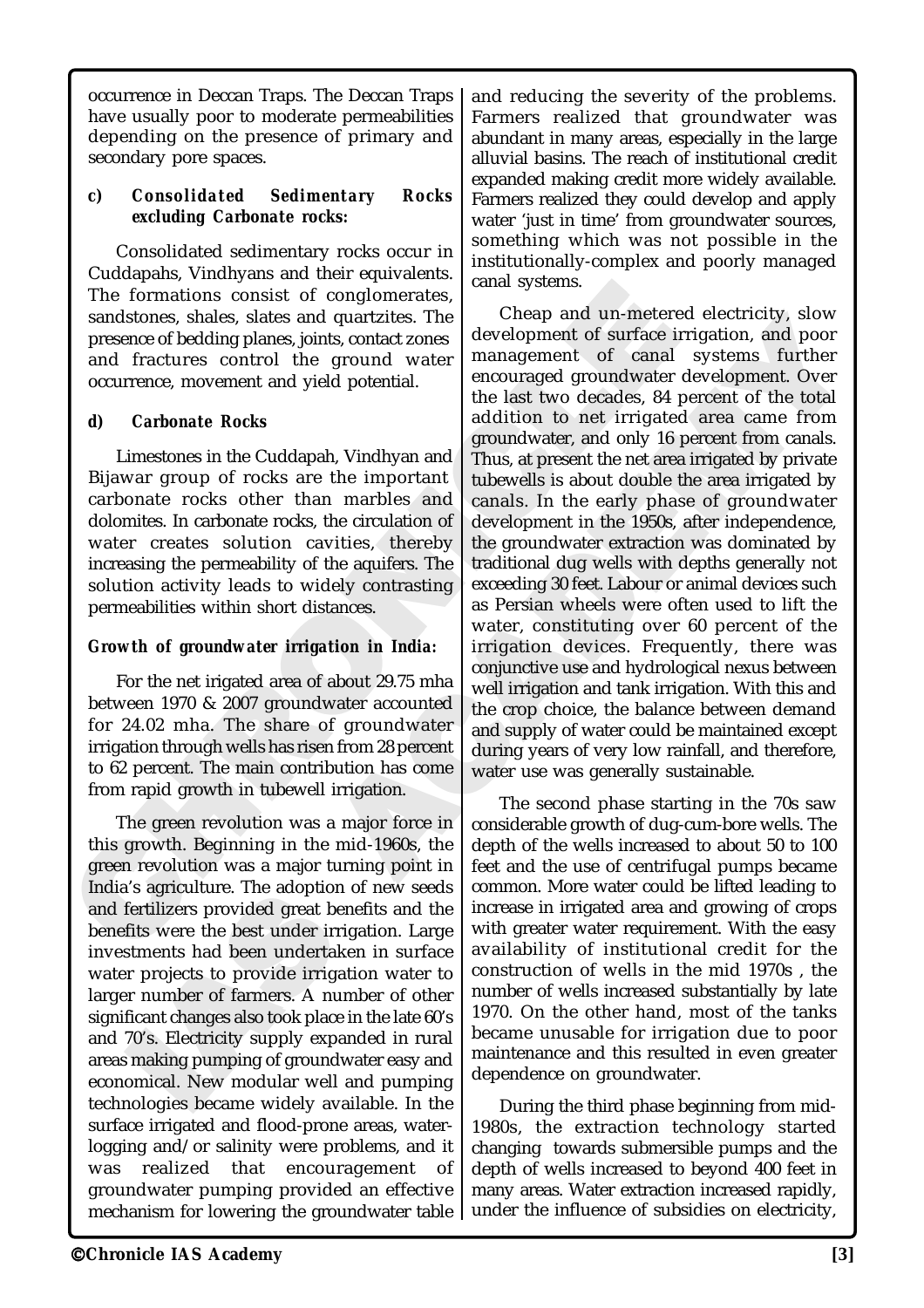occurrence in Deccan Traps. The Deccan Traps have usually poor to moderate permeabilities depending on the presence of primary and secondary pore spaces.

**c) Consolidated Sedimentary Rocks excluding Carbonate rocks:**

Consolidated sedimentary rocks occur in Cuddapahs, Vindhyans and their equivalents. The formations consist of conglomerates, sandstones, shales, slates and quartzites. The presence of bedding planes, joints, contact zones and fractures control the ground water occurrence, movement and yield potential.

**d) Carbonate Rocks**

Limestones in the Cuddapah, Vindhyan and Bijawar group of rocks are the important carbonate rocks other than marbles and dolomites. In carbonate rocks, the circulation of water creates solution cavities, thereby increasing the permeability of the aquifers. The solution activity leads to widely contrasting permeabilities within short distances.

**Growth of groundwater irrigation in India:**

For the net irigated area of about 29.75 mha between 1970 & 2007 groundwater accounted for 24.02 mha. The share of groundwater irrigation through wells has risen from 28 percent to 62 percent. The main contribution has come from rapid growth in tubewell irrigation.

The green revolution was a major force in this growth. Beginning in the mid-1960s, the green revolution was a major turning point in India's agriculture. The adoption of new seeds and fertilizers provided great benefits and the benefits were the best under irrigation. Large investments had been undertaken in surface water projects to provide irrigation water to larger number of farmers. A number of other significant changes also took place in the late 60's and 70's. Electricity supply expanded in rural areas making pumping of groundwater easy and economical. New modular well and pumping technologies became widely available. In the surface irrigated and flood-prone areas, water-logging and/or salinity were problems, and it was realized that encouragement of groundwater pumping provided an effective mechanism for lowering the groundwater table and reducing the severity of the problems. Farmers realized that groundwater was abundant in many areas, especially in the large alluvial basins. The reach of institutional credit expanded making credit more widely available. Farmers realized they could develop and apply water 'just in time' from groundwater sources, something which was not possible in the institutionally-complex and poorly managed canal systems.

Cheap and un-metered electricity, slow development of surface irrigation, and poor management of canal systems further encouraged groundwater development. Over the last two decades, 84 percent of the total addition to net irrigated area came from groundwater, and only 16 percent from canals. Thus, at present the net area irrigated by private tubewells is about double the area irrigated by canals. In the early phase of groundwater development in the 1950s, after independence, the groundwater extraction was dominated by traditional dug wells with depths generally not exceeding 30 feet. Labour or animal devices such as Persian wheels were often used to lift the water, constituting over 60 percent of the irrigation devices. Frequently, there was conjunctive use and hydrological nexus between well irrigation and tank irrigation. With this and the crop choice, the balance between demand and supply of water could be maintained except during years of very low rainfall, and therefore, water use was generally sustainable.

The second phase starting in the 70s saw considerable growth of dug-cum-bore wells. The depth of the wells increased to about 50 to 100 feet and the use of centrifugal pumps became common. More water could be lifted leading to increase in irrigated area and growing of crops with greater water requirement. With the easy availability of institutional credit for the construction of wells in the mid 1970s , the number of wells increased substantially by late 1970. On the other hand, most of the tanks became unusable for irrigation due to poor maintenance and this resulted in even greater dependence on groundwater.

During the third phase beginning from mid-1980s, the extraction technology started changing towards submersible pumps and the depth of wells increased to beyond 400 feet in many areas. Water extraction increased rapidly, under the influence of subsidies on electricity,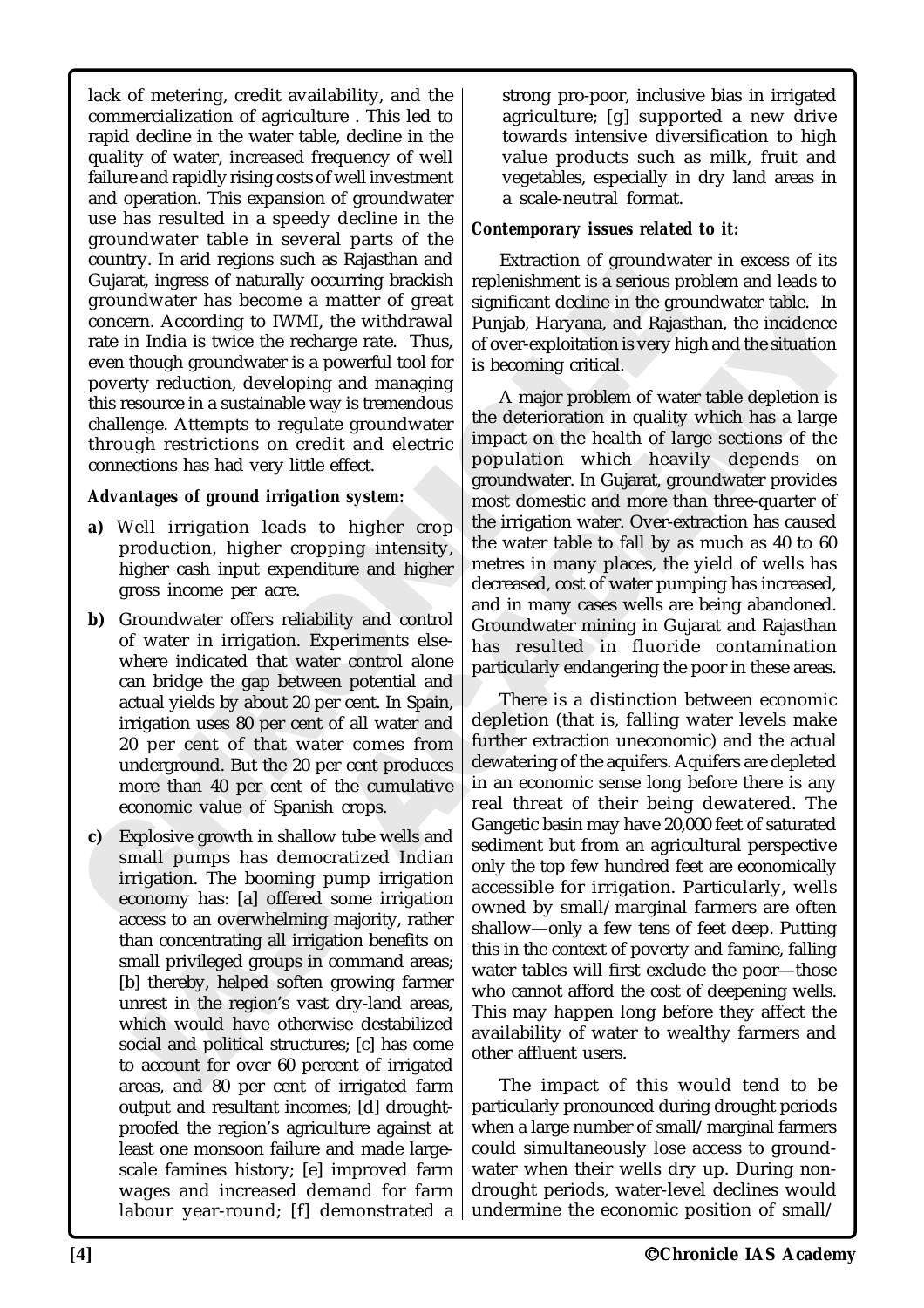lack of metering, credit availability, and the commercialization of agriculture . This led to rapid decline in the water table, decline in the quality of water, increased frequency of well failure and rapidly rising costs of well investment and operation. This expansion of groundwater use has resulted in a speedy decline in the groundwater table in several parts of the country. In arid regions such as Rajasthan and Gujarat, ingress of naturally occurring brackish groundwater has become a matter of great concern. According to IWMI, the withdrawal rate in India is twice the recharge rate. Thus, even though groundwater is a powerful tool for poverty reduction, developing and managing this resource in a sustainable way is tremendous challenge. Attempts to regulate groundwater through restrictions on credit and electric connections has had very little effect.

***Advantages of ground irrigation system:***

**a)** Well irrigation leads to higher crop production, higher cropping intensity, higher cash input expenditure and higher gross income per acre.

**b)** Groundwater offers reliability and control of water in irrigation. Experiments elsewhere indicated that water control alone can bridge the gap between potential and actual yields by about 20 per cent. In Spain, irrigation uses 80 per cent of all water and 20 per cent of that water comes from underground. But the 20 per cent produces more than 40 per cent of the cumulative economic value of Spanish crops.

**c)** Explosive growth in shallow tube wells and small pumps has democratized Indian irrigation. The booming pump irrigation economy has: [a] offered some irrigation access to an overwhelming majority, rather than concentrating all irrigation benefits on small privileged groups in command areas; [b] thereby, helped soften growing farmer unrest in the region's vast dry-land areas, which would have otherwise destabilized social and political structures; [c] has come to account for over 60 percent of irrigated areas, and 80 per cent of irrigated farm output and resultant incomes; [d] drought-proofed the region's agriculture against at least one monsoon failure and made large-scale famines history; [e] improved farm wages and increased demand for farm labour year-round; [f] demonstrated a strong pro-poor, inclusive bias in irrigated agriculture; [g] supported a new drive towards intensive diversification to high value products such as milk, fruit and vegetables, especially in dry land areas in a scale-neutral format.

***Contemporary issues related to it:***

Extraction of groundwater in excess of its replenishment is a serious problem and leads to significant decline in the groundwater table. In Punjab, Haryana, and Rajasthan, the incidence of over-exploitation is very high and the situation is becoming critical.

A major problem of water table depletion is the deterioration in quality which has a large impact on the health of large sections of the population which heavily depends on groundwater. In Gujarat, groundwater provides most domestic and more than three-quarter of the irrigation water. Over-extraction has caused the water table to fall by as much as 40 to 60 metres in many places, the yield of wells has decreased, cost of water pumping has increased, and in many cases wells are being abandoned. Groundwater mining in Gujarat and Rajasthan has resulted in fluoride contamination particularly endangering the poor in these areas.

There is a distinction between economic depletion (that is, falling water levels make further extraction uneconomic) and the actual dewatering of the aquifers. Aquifers are depleted in an economic sense long before there is any real threat of their being dewatered. The Gangetic basin may have 20,000 feet of saturated sediment but from an agricultural perspective only the top few hundred feet are economically accessible for irrigation. Particularly, wells owned by small/marginal farmers are often shallow—only a few tens of feet deep. Putting this in the context of poverty and famine, falling water tables will first exclude the poor—those who cannot afford the cost of deepening wells. This may happen long before they affect the availability of water to wealthy farmers and other affluent users.

The impact of this would tend to be particularly pronounced during drought periods when a large number of small/marginal farmers could simultaneously lose access to groundwater when their wells dry up. During non-drought periods, water-level declines would undermine the economic position of small/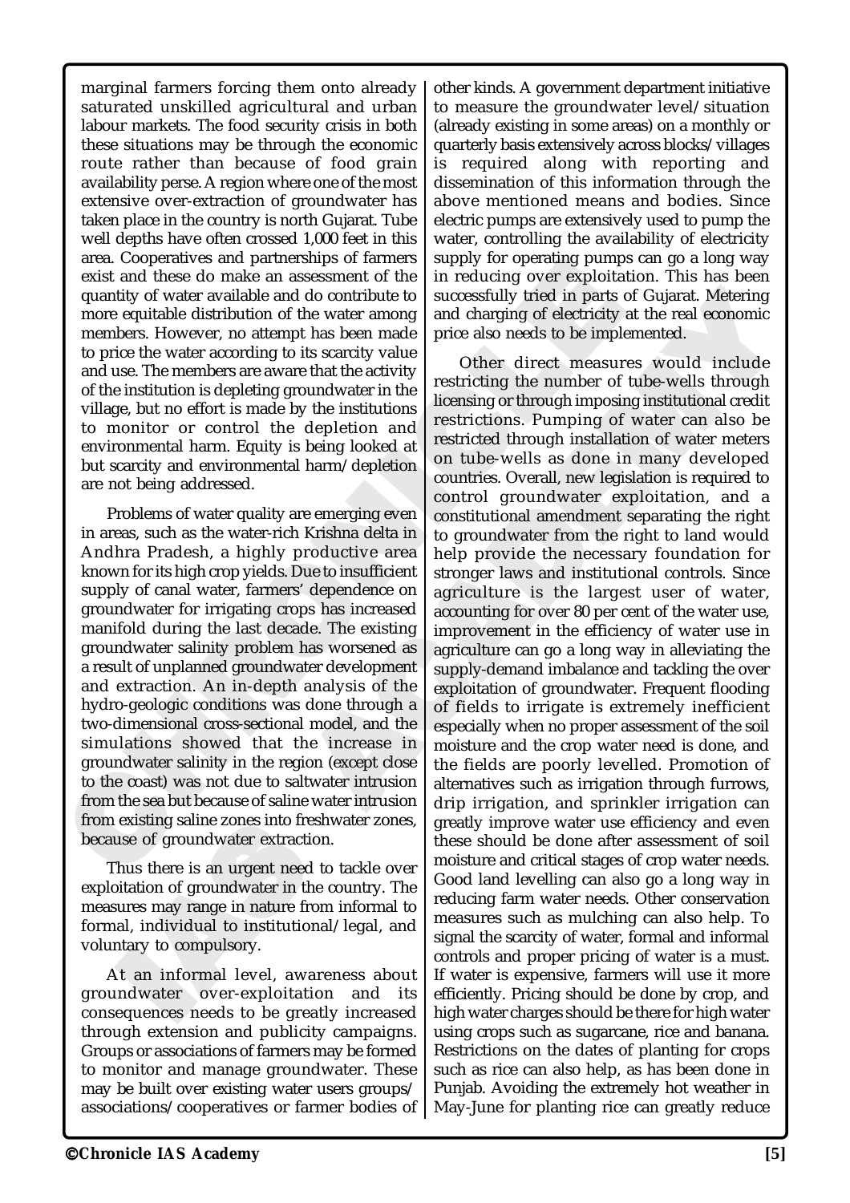marginal farmers forcing them onto already saturated unskilled agricultural and urban labour markets. The food security crisis in both these situations may be through the economic route rather than because of food grain availability perse. A region where one of the most extensive over-extraction of groundwater has taken place in the country is north Gujarat. Tube well depths have often crossed 1,000 feet in this area. Cooperatives and partnerships of farmers exist and these do make an assessment of the quantity of water available and do contribute to more equitable distribution of the water among members. However, no attempt has been made to price the water according to its scarcity value and use. The members are aware that the activity of the institution is depleting groundwater in the village, but no effort is made by the institutions to monitor or control the depletion and environmental harm. Equity is being looked at but scarcity and environmental harm/depletion are not being addressed.

Problems of water quality are emerging even in areas, such as the water-rich Krishna delta in Andhra Pradesh, a highly productive area known for its high crop yields. Due to insufficient supply of canal water, farmers' dependence on groundwater for irrigating crops has increased manifold during the last decade. The existing groundwater salinity problem has worsened as a result of unplanned groundwater development and extraction. An in-depth analysis of the hydro-geologic conditions was done through a two-dimensional cross-sectional model, and the simulations showed that the increase in groundwater salinity in the region (except close to the coast) was not due to saltwater intrusion from the sea but because of saline water intrusion from existing saline zones into freshwater zones, because of groundwater extraction.

Thus there is an urgent need to tackle over exploitation of groundwater in the country. The measures may range in nature from informal to formal, individual to institutional/legal, and voluntary to compulsory.

At an informal level, awareness about groundwater over-exploitation and its consequences needs to be greatly increased through extension and publicity campaigns. Groups or associations of farmers may be formed to monitor and manage groundwater. These may be built over existing water users groups/associations/cooperatives or farmer bodies of other kinds. A government department initiative to measure the groundwater level/situation (already existing in some areas) on a monthly or quarterly basis extensively across blocks/villages is required along with reporting and dissemination of this information through the above mentioned means and bodies. Since electric pumps are extensively used to pump the water, controlling the availability of electricity supply for operating pumps can go a long way in reducing over exploitation. This has been successfully tried in parts of Gujarat. Metering and charging of electricity at the real economic price also needs to be implemented.

Other direct measures would include restricting the number of tube-wells through licensing or through imposing institutional credit restrictions. Pumping of water can also be restricted through installation of water meters on tube-wells as done in many developed countries. Overall, new legislation is required to control groundwater exploitation, and a constitutional amendment separating the right to groundwater from the right to land would help provide the necessary foundation for stronger laws and institutional controls. Since agriculture is the largest user of water, accounting for over 80 per cent of the water use, improvement in the efficiency of water use in agriculture can go a long way in alleviating the supply-demand imbalance and tackling the over exploitation of groundwater. Frequent flooding of fields to irrigate is extremely inefficient especially when no proper assessment of the soil moisture and the crop water need is done, and the fields are poorly levelled. Promotion of alternatives such as irrigation through furrows, drip irrigation, and sprinkler irrigation can greatly improve water use efficiency and even these should be done after assessment of soil moisture and critical stages of crop water needs. Good land levelling can also go a long way in reducing farm water needs. Other conservation measures such as mulching can also help. To signal the scarcity of water, formal and informal controls and proper pricing of water is a must. If water is expensive, farmers will use it more efficiently. Pricing should be done by crop, and high water charges should be there for high water using crops such as sugarcane, rice and banana. Restrictions on the dates of planting for crops such as rice can also help, as has been done in Punjab. Avoiding the extremely hot weather in May-June for planting rice can greatly reduce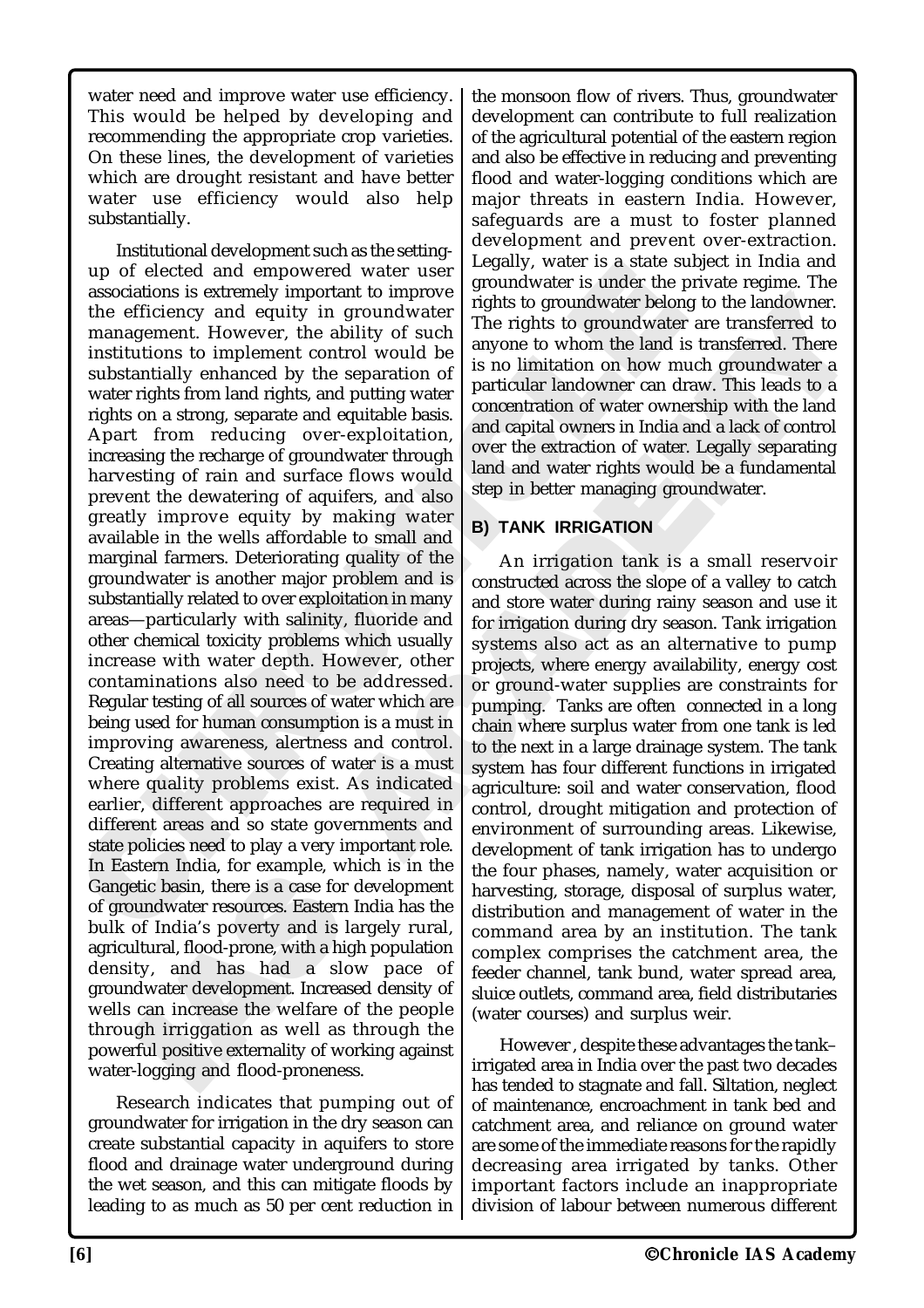water need and improve water use efficiency. This would be helped by developing and recommending the appropriate crop varieties. On these lines, the development of varieties which are drought resistant and have better water use efficiency would also help substantially.

Institutional development such as the setting-up of elected and empowered water user associations is extremely important to improve the efficiency and equity in groundwater management. However, the ability of such institutions to implement control would be substantially enhanced by the separation of water rights from land rights, and putting water rights on a strong, separate and equitable basis. Apart from reducing over-exploitation, increasing the recharge of groundwater through harvesting of rain and surface flows would prevent the dewatering of aquifers, and also greatly improve equity by making water available in the wells affordable to small and marginal farmers. Deteriorating quality of the groundwater is another major problem and is substantially related to over exploitation in many areas—particularly with salinity, fluoride and other chemical toxicity problems which usually increase with water depth. However, other contaminations also need to be addressed. Regular testing of all sources of water which are being used for human consumption is a must in improving awareness, alertness and control. Creating alternative sources of water is a must where quality problems exist. As indicated earlier, different approaches are required in different areas and so state governments and state policies need to play a very important role. In Eastern India, for example, which is in the Gangetic basin, there is a case for development of groundwater resources. Eastern India has the bulk of India's poverty and is largely rural, agricultural, flood-prone, with a high population density, and has had a slow pace of groundwater development. Increased density of wells can increase the welfare of the people through irrigation as well as through the powerful positive externality of working against water-logging and flood-proneness.

Research indicates that pumping out of groundwater for irrigation in the dry season can create substantial capacity in aquifers to store flood and drainage water underground during the wet season, and this can mitigate floods by leading to as much as 50 per cent reduction in the monsoon flow of rivers. Thus, groundwater development can contribute to full realization of the agricultural potential of the eastern region and also be effective in reducing and preventing flood and water-logging conditions which are major threats in eastern India. However, safeguards are a must to foster planned development and prevent over-extraction. Legally, water is a state subject in India and groundwater is under the private regime. The rights to groundwater belong to the landowner. The rights to groundwater are transferred to anyone to whom the land is transferred. There is no limitation on how much groundwater a particular landowner can draw. This leads to a concentration of water ownership with the land and capital owners in India and a lack of control over the extraction of water. Legally separating land and water rights would be a fundamental step in better managing groundwater.

## B) TANK IRRIGATION

An irrigation tank is a small reservoir constructed across the slope of a valley to catch and store water during rainy season and use it for irrigation during dry season. Tank irrigation systems also act as an alternative to pump projects, where energy availability, energy cost or ground-water supplies are constraints for pumping. Tanks are often connected in a long chain where surplus water from one tank is led to the next in a large drainage system. The tank system has four different functions in irrigated agriculture: soil and water conservation, flood control, drought mitigation and protection of environment of surrounding areas. Likewise, development of tank irrigation has to undergo the four phases, namely, water acquisition or harvesting, storage, disposal of surplus water, distribution and management of water in the command area by an institution. The tank complex comprises the catchment area, the feeder channel, tank bund, water spread area, sluice outlets, command area, field distributaries (water courses) and surplus weir.

However, despite these advantages the tank–irrigated area in India over the past two decades has tended to stagnate and fall. Siltation, neglect of maintenance, encroachment in tank bed and catchment area, and reliance on ground water are some of the immediate reasons for the rapidly decreasing area irrigated by tanks. Other important factors include an inappropriate division of labour between numerous different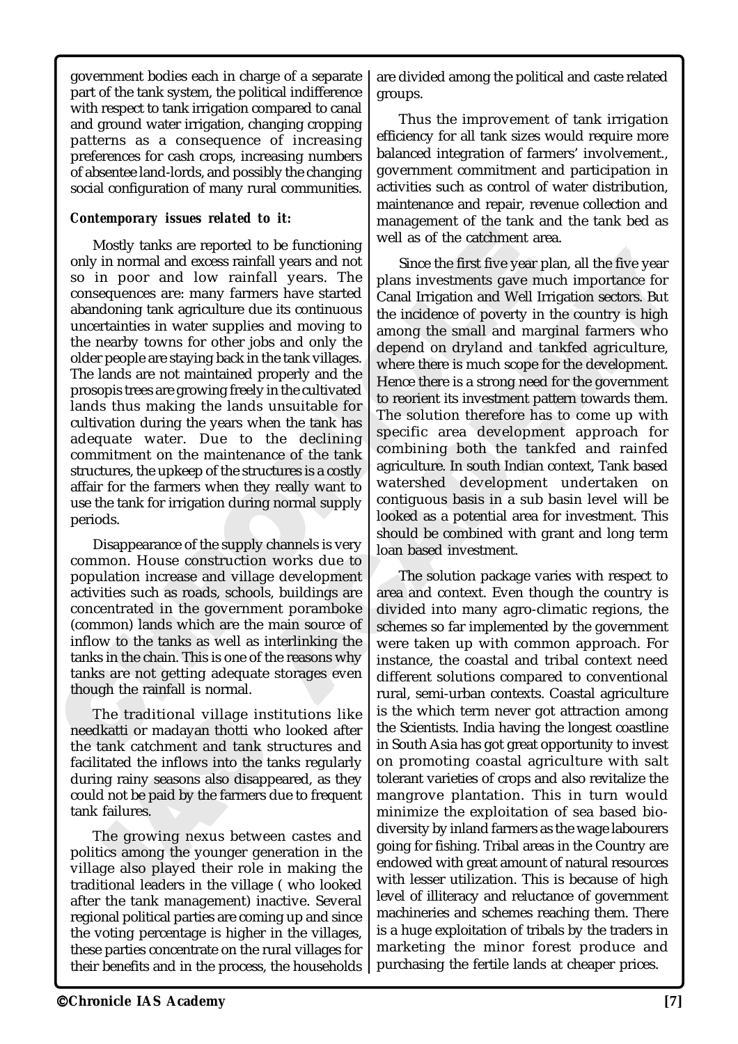government bodies each in charge of a separate part of the tank system, the political indifference with respect to tank irrigation compared to canal and ground water irrigation, changing cropping patterns as a consequence of increasing preferences for cash crops, increasing numbers of absentee land-lords, and possibly the changing social configuration of many rural communities.

***Contemporary issues related to it:***

Mostly tanks are reported to be functioning only in normal and excess rainfall years and not so in poor and low rainfall years. The consequences are: many farmers have started abandoning tank agriculture due its continuous uncertainties in water supplies and moving to the nearby towns for other jobs and only the older people are staying back in the tank villages. The lands are not maintained properly and the prosopis trees are growing freely in the cultivated lands thus making the lands unsuitable for cultivation during the years when the tank has adequate water. Due to the declining commitment on the maintenance of the tank structures, the upkeep of the structures is a costly affair for the farmers when they really want to use the tank for irrigation during normal supply periods.

Disappearance of the supply channels is very common. House construction works due to population increase and village development activities such as roads, schools, buildings are concentrated in the government poramboke (common) lands which are the main source of inflow to the tanks as well as interlinking the tanks in the chain. This is one of the reasons why tanks are not getting adequate storages even though the rainfall is normal.

The traditional village institutions like needkatti or madayan thotti who looked after the tank catchment and tank structures and facilitated the inflows into the tanks regularly during rainy seasons also disappeared, as they could not be paid by the farmers due to frequent tank failures.

The growing nexus between castes and politics among the younger generation in the village also played their role in making the traditional leaders in the village ( who looked after the tank management) inactive. Several regional political parties are coming up and since the voting percentage is higher in the villages, these parties concentrate on the rural villages for their benefits and in the process, the households are divided among the political and caste related groups.

Thus the improvement of tank irrigation efficiency for all tank sizes would require more balanced integration of farmers' involvement., government commitment and participation in activities such as control of water distribution, maintenance and repair, revenue collection and management of the tank and the tank bed as well as of the catchment area.

Since the first five year plan, all the five year plans investments gave much importance for Canal Irrigation and Well Irrigation sectors. But the incidence of poverty in the country is high among the small and marginal farmers who depend on dryland and tankfed agriculture, where there is much scope for the development. Hence there is a strong need for the government to reorient its investment pattern towards them. The solution therefore has to come up with specific area development approach for combining both the tankfed and rainfed agriculture. In south Indian context, Tank based watershed development undertaken on contiguous basis in a sub basin level will be looked as a potential area for investment. This should be combined with grant and long term loan based investment.

The solution package varies with respect to area and context. Even though the country is divided into many agro-climatic regions, the schemes so far implemented by the government were taken up with common approach. For instance, the coastal and tribal context need different solutions compared to conventional rural, semi-urban contexts. Coastal agriculture is the which term never got attraction among the Scientists. India having the longest coastline in South Asia has got great opportunity to invest on promoting coastal agriculture with salt tolerant varieties of crops and also revitalize the mangrove plantation. This in turn would minimize the exploitation of sea based bio-diversity by inland farmers as the wage labourers going for fishing. Tribal areas in the Country are endowed with great amount of natural resources with lesser utilization. This is because of high level of illiteracy and reluctance of government machineries and schemes reaching them. There is a huge exploitation of tribals by the traders in marketing the minor forest produce and purchasing the fertile lands at cheaper prices.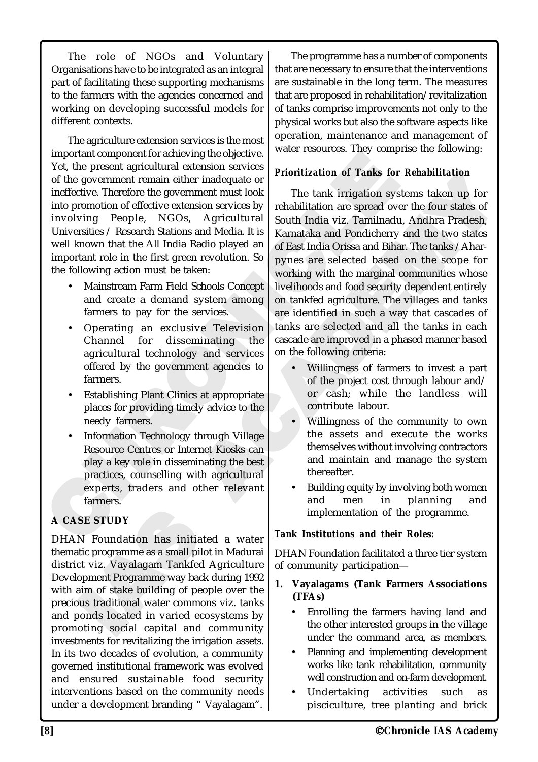The role of NGOs and Voluntary Organisations have to be integrated as an integral part of facilitating these supporting mechanisms to the farmers with the agencies concerned and working on developing successful models for different contexts.

The agriculture extension services is the most important component for achieving the objective. Yet, the present agricultural extension services of the government remain either inadequate or ineffective. Therefore the government must look into promotion of effective extension services by involving People, NGOs, Agricultural Universities / Research Stations and Media. It is well known that the All India Radio played an important role in the first green revolution. So the following action must be taken:

- Mainstream Farm Field Schools Concept and create a demand system among farmers to pay for the services.
- Operating an exclusive Television Channel for disseminating the agricultural technology and services offered by the government agencies to farmers.
- Establishing Plant Clinics at appropriate places for providing timely advice to the needy farmers.
- Information Technology through Village Resource Centres or Internet Kiosks can play a key role in disseminating the best practices, counselling with agricultural experts, traders and other relevant farmers.

**A CASE STUDY**

DHAN Foundation has initiated a water thematic programme as a small pilot in Madurai district viz. Vayalagam Tankfed Agriculture Development Programme way back during 1992 with aim of stake building of people over the precious traditional water commons viz. tanks and ponds located in varied ecosystems by promoting social capital and community investments for revitalizing the irrigation assets. In its two decades of evolution, a community governed institutional framework was evolved and ensured sustainable food security interventions based on the community needs under a development branding " Vayalagam".

The programme has a number of components that are necessary to ensure that the interventions are sustainable in the long term. The measures that are proposed in rehabilitation/revitalization of tanks comprise improvements not only to the physical works but also the software aspects like operation, maintenance and management of water resources. They comprise the following:

***Prioritization of Tanks for Rehabilitation***

The tank irrigation systems taken up for rehabilitation are spread over the four states of South India viz. Tamilnadu, Andhra Pradesh, Karnataka and Pondicherry and the two states of East India Orissa and Bihar. The tanks / Ahar-pynes are selected based on the scope for working with the marginal communities whose livelihoods and food security dependent entirely on tankfed agriculture. The villages and tanks are identified in such a way that cascades of tanks are selected and all the tanks in each cascade are improved in a phased manner based on the following criteria:

- Willingness of farmers to invest a part of the project cost through labour and/ or cash; while the landless will contribute labour.
- Willingness of the community to own the assets and execute the works themselves without involving contractors and maintain and manage the system thereafter.
- Building equity by involving both women and men in planning and implementation of the programme.

***Tank Institutions and their Roles:***

DHAN Foundation facilitated a three tier system of community participation—

1. **Vayalagams (Tank Farmers Associations (TFAs)**
   - Enrolling the farmers having land and the other interested groups in the village under the command area, as members.
   - Planning and implementing development works like tank rehabilitation, community well construction and on-farm development.
   - Undertaking activities such as pisciculture, tree planting and brick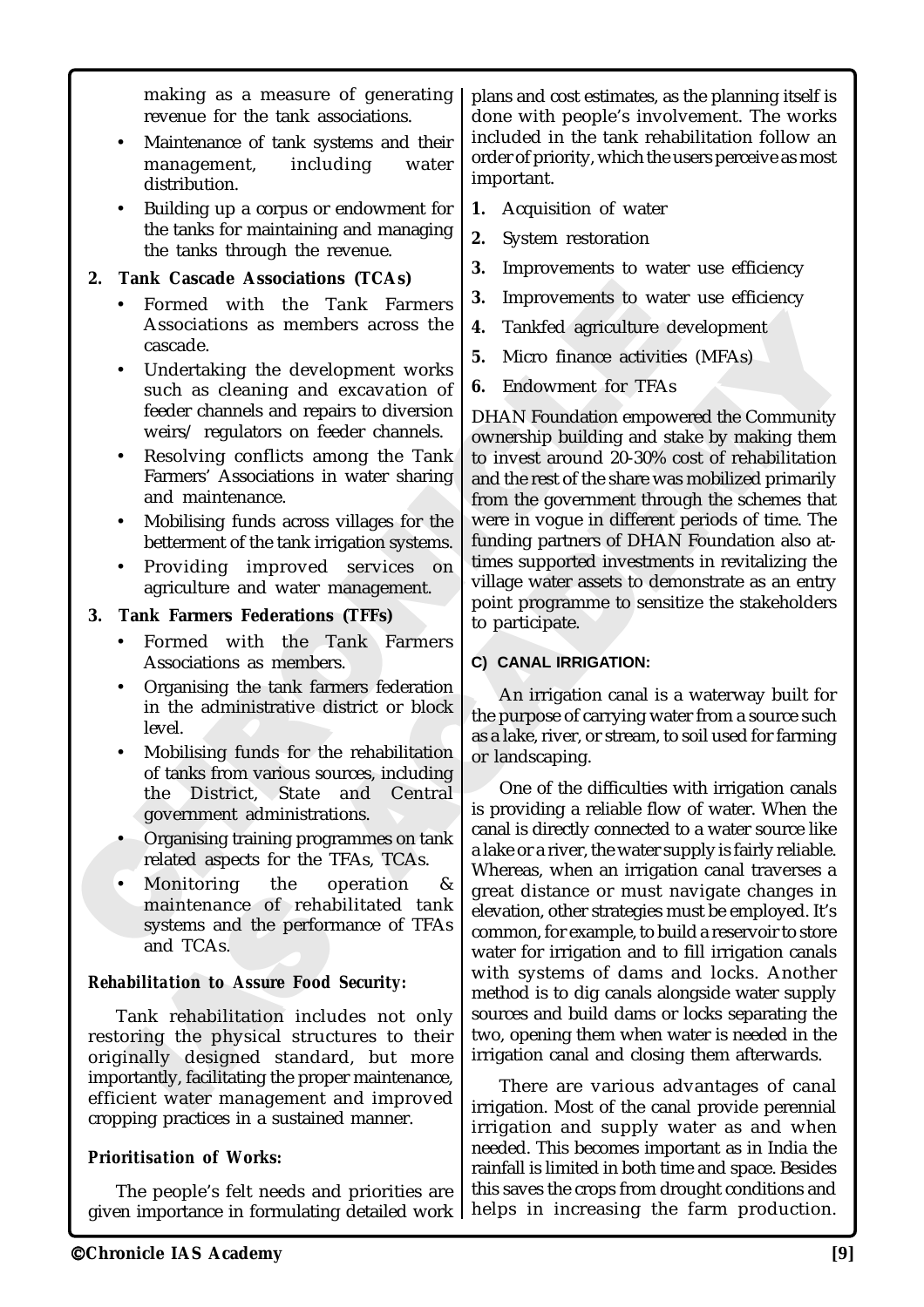making as a measure of generating revenue for the tank associations.

- Maintenance of tank systems and their management, including water distribution.
- Building up a corpus or endowment for the tanks for maintaining and managing the tanks through the revenue.

**2. Tank Cascade Associations (TCAs)**

- Formed with the Tank Farmers Associations as members across the cascade.
- Undertaking the development works such as cleaning and excavation of feeder channels and repairs to diversion weirs/ regulators on feeder channels.
- Resolving conflicts among the Tank Farmers' Associations in water sharing and maintenance.
- Mobilising funds across villages for the betterment of the tank irrigation systems.
- Providing improved services on agriculture and water management.

**3. Tank Farmers Federations (TFFs)**

- Formed with the Tank Farmers Associations as members.
- Organising the tank farmers federation in the administrative district or block level.
- Mobilising funds for the rehabilitation of tanks from various sources, including the District, State and Central government administrations.
- Organising training programmes on tank related aspects for the TFAs, TCAs.
- Monitoring the operation & maintenance of rehabilitated tank systems and the performance of TFAs and TCAs.

***Rehabilitation to Assure Food Security:***

Tank rehabilitation includes not only restoring the physical structures to their originally designed standard, but more importantly, facilitating the proper maintenance, efficient water management and improved cropping practices in a sustained manner.

***Prioritisation of Works:***

The people's felt needs and priorities are given importance in formulating detailed work plans and cost estimates, as the planning itself is done with people's involvement. The works included in the tank rehabilitation follow an order of priority, which the users perceive as most important.

1. Acquisition of water
2. System restoration
3. Improvements to water use efficiency
3. Improvements to water use efficiency
4. Tankfed agriculture development
5. Micro finance activities (MFAs)
6. Endowment for TFAs

DHAN Foundation empowered the Community ownership building and stake by making them to invest around 20-30% cost of rehabilitation and the rest of the share was mobilized primarily from the government through the schemes that were in vogue in different periods of time. The funding partners of DHAN Foundation also at-times supported investments in revitalizing the village water assets to demonstrate as an entry point programme to sensitize the stakeholders to participate.

**C) CANAL IRRIGATION:**

An irrigation canal is a waterway built for the purpose of carrying water from a source such as a lake, river, or stream, to soil used for farming or landscaping.

One of the difficulties with irrigation canals is providing a reliable flow of water. When the canal is directly connected to a water source like a lake or a river, the water supply is fairly reliable. Whereas, when an irrigation canal traverses a great distance or must navigate changes in elevation, other strategies must be employed. It's common, for example, to build a reservoir to store water for irrigation and to fill irrigation canals with systems of dams and locks. Another method is to dig canals alongside water supply sources and build dams or locks separating the two, opening them when water is needed in the irrigation canal and closing them afterwards.

There are various advantages of canal irrigation. Most of the canal provide perennial irrigation and supply water as and when needed. This becomes important as in India the rainfall is limited in both time and space. Besides this saves the crops from drought conditions and helps in increasing the farm production.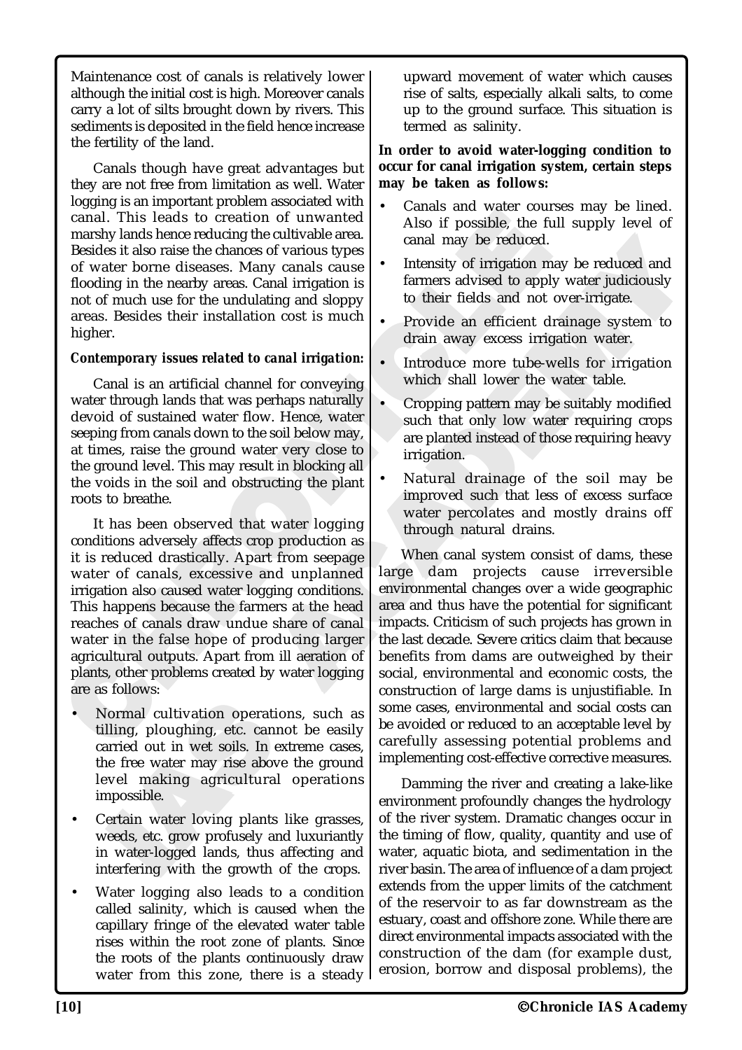Maintenance cost of canals is relatively lower although the initial cost is high. Moreover canals carry a lot of silts brought down by rivers. This sediments is deposited in the field hence increase the fertility of the land.

Canals though have great advantages but they are not free from limitation as well. Water logging is an important problem associated with canal. This leads to creation of unwanted marshy lands hence reducing the cultivable area. Besides it also raise the chances of various types of water borne diseases. Many canals cause flooding in the nearby areas. Canal irrigation is not of much use for the undulating and sloppy areas. Besides their installation cost is much higher.

***Contemporary issues related to canal irrigation:***

Canal is an artificial channel for conveying water through lands that was perhaps naturally devoid of sustained water flow. Hence, water seeping from canals down to the soil below may, at times, raise the ground water very close to the ground level. This may result in blocking all the voids in the soil and obstructing the plant roots to breathe.

It has been observed that water logging conditions adversely affects crop production as it is reduced drastically. Apart from seepage water of canals, excessive and unplanned irrigation also caused water logging conditions. This happens because the farmers at the head reaches of canals draw undue share of canal water in the false hope of producing larger agricultural outputs. Apart from ill aeration of plants, other problems created by water logging are as follows:

- Normal cultivation operations, such as tilling, ploughing, etc. cannot be easily carried out in wet soils. In extreme cases, the free water may rise above the ground level making agricultural operations impossible.
- Certain water loving plants like grasses, weeds, etc. grow profusely and luxuriantly in water-logged lands, thus affecting and interfering with the growth of the crops.
- Water logging also leads to a condition called salinity, which is caused when the capillary fringe of the elevated water table rises within the root zone of plants. Since the roots of the plants continuously draw water from this zone, there is a steady upward movement of water which causes rise of salts, especially alkali salts, to come up to the ground surface. This situation is termed as salinity.

**In order to avoid water-logging condition to occur for canal irrigation system, certain steps may be taken as follows:**

- Canals and water courses may be lined. Also if possible, the full supply level of canal may be reduced.
- Intensity of irrigation may be reduced and farmers advised to apply water judiciously to their fields and not over-irrigate.
- Provide an efficient drainage system to drain away excess irrigation water.
- Introduce more tube-wells for irrigation which shall lower the water table.
- Cropping pattern may be suitably modified such that only low water requiring crops are planted instead of those requiring heavy irrigation.
- Natural drainage of the soil may be improved such that less of excess surface water percolates and mostly drains off through natural drains.

When canal system consist of dams, these large dam projects cause irreversible environmental changes over a wide geographic area and thus have the potential for significant impacts. Criticism of such projects has grown in the last decade. Severe critics claim that because benefits from dams are outweighed by their social, environmental and economic costs, the construction of large dams is unjustifiable. In some cases, environmental and social costs can be avoided or reduced to an acceptable level by carefully assessing potential problems and implementing cost-effective corrective measures.

Damming the river and creating a lake-like environment profoundly changes the hydrology of the river system. Dramatic changes occur in the timing of flow, quality, quantity and use of water, aquatic biota, and sedimentation in the river basin. The area of influence of a dam project extends from the upper limits of the catchment of the reservoir to as far downstream as the estuary, coast and offshore zone. While there are direct environmental impacts associated with the construction of the dam (for example dust, erosion, borrow and disposal problems), the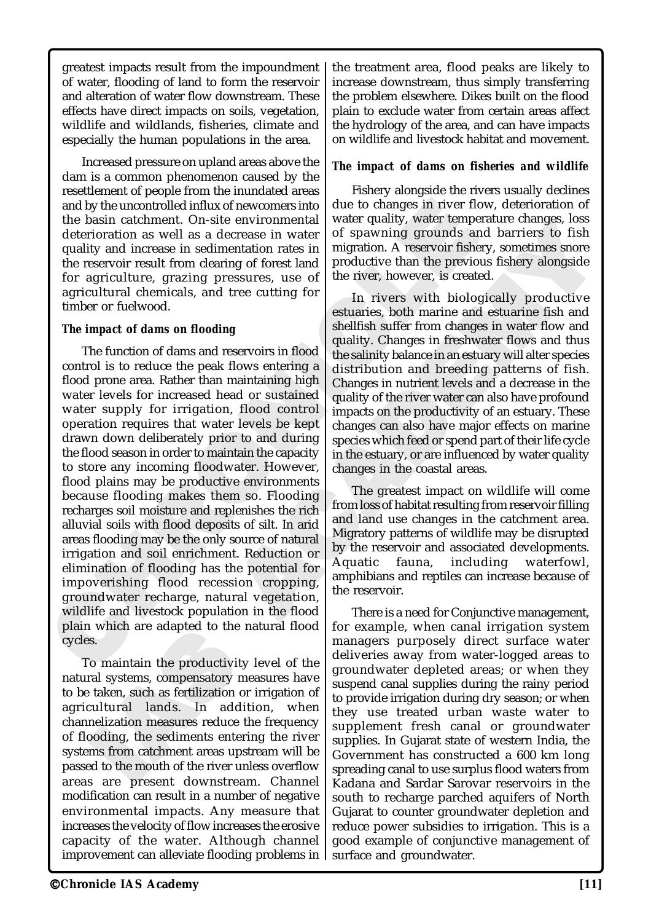greatest impacts result from the impoundment of water, flooding of land to form the reservoir and alteration of water flow downstream. These effects have direct impacts on soils, vegetation, wildlife and wildlands, fisheries, climate and especially the human populations in the area.

Increased pressure on upland areas above the dam is a common phenomenon caused by the resettlement of people from the inundated areas and by the uncontrolled influx of newcomers into the basin catchment. On-site environmental deterioration as well as a decrease in water quality and increase in sedimentation rates in the reservoir result from clearing of forest land for agriculture, grazing pressures, use of agricultural chemicals, and tree cutting for timber or fuelwood.

**The impact of dams on flooding**

The function of dams and reservoirs in flood control is to reduce the peak flows entering a flood prone area. Rather than maintaining high water levels for increased head or sustained water supply for irrigation, flood control operation requires that water levels be kept drawn down deliberately prior to and during the flood season in order to maintain the capacity to store any incoming floodwater. However, flood plains may be productive environments because flooding makes them so. Flooding recharges soil moisture and replenishes the rich alluvial soils with flood deposits of silt. In arid areas flooding may be the only source of natural irrigation and soil enrichment. Reduction or elimination of flooding has the potential for impoverishing flood recession cropping, groundwater recharge, natural vegetation, wildlife and livestock population in the flood plain which are adapted to the natural flood cycles.

To maintain the productivity level of the natural systems, compensatory measures have to be taken, such as fertilization or irrigation of agricultural lands. In addition, when channelization measures reduce the frequency of flooding, the sediments entering the river systems from catchment areas upstream will be passed to the mouth of the river unless overflow areas are present downstream. Channel modification can result in a number of negative environmental impacts. Any measure that increases the velocity of flow increases the erosive capacity of the water. Although channel improvement can alleviate flooding problems in the treatment area, flood peaks are likely to increase downstream, thus simply transferring the problem elsewhere. Dikes built on the flood plain to exclude water from certain areas affect the hydrology of the area, and can have impacts on wildlife and livestock habitat and movement.

**The impact of dams on fisheries and wildlife**

Fishery alongside the rivers usually declines due to changes in river flow, deterioration of water quality, water temperature changes, loss of spawning grounds and barriers to fish migration. A reservoir fishery, sometimes snore productive than the previous fishery alongside the river, however, is created.

In rivers with biologically productive estuaries, both marine and estuarine fish and shellfish suffer from changes in water flow and quality. Changes in freshwater flows and thus the salinity balance in an estuary will alter species distribution and breeding patterns of fish. Changes in nutrient levels and a decrease in the quality of the river water can also have profound impacts on the productivity of an estuary. These changes can also have major effects on marine species which feed or spend part of their life cycle in the estuary, or are influenced by water quality changes in the coastal areas.

The greatest impact on wildlife will come from loss of habitat resulting from reservoir filling and land use changes in the catchment area. Migratory patterns of wildlife may be disrupted by the reservoir and associated developments. Aquatic fauna, including waterfowl, amphibians and reptiles can increase because of the reservoir.

There is a need for Conjunctive management, for example, when canal irrigation system managers purposely direct surface water deliveries away from water-logged areas to groundwater depleted areas; or when they suspend canal supplies during the rainy period to provide irrigation during dry season; or when they use treated urban waste water to supplement fresh canal or groundwater supplies. In Gujarat state of western India, the Government has constructed a 600 km long spreading canal to use surplus flood waters from Kadana and Sardar Sarovar reservoirs in the south to recharge parched aquifers of North Gujarat to counter groundwater depletion and reduce power subsidies to irrigation. This is a good example of conjunctive management of surface and groundwater.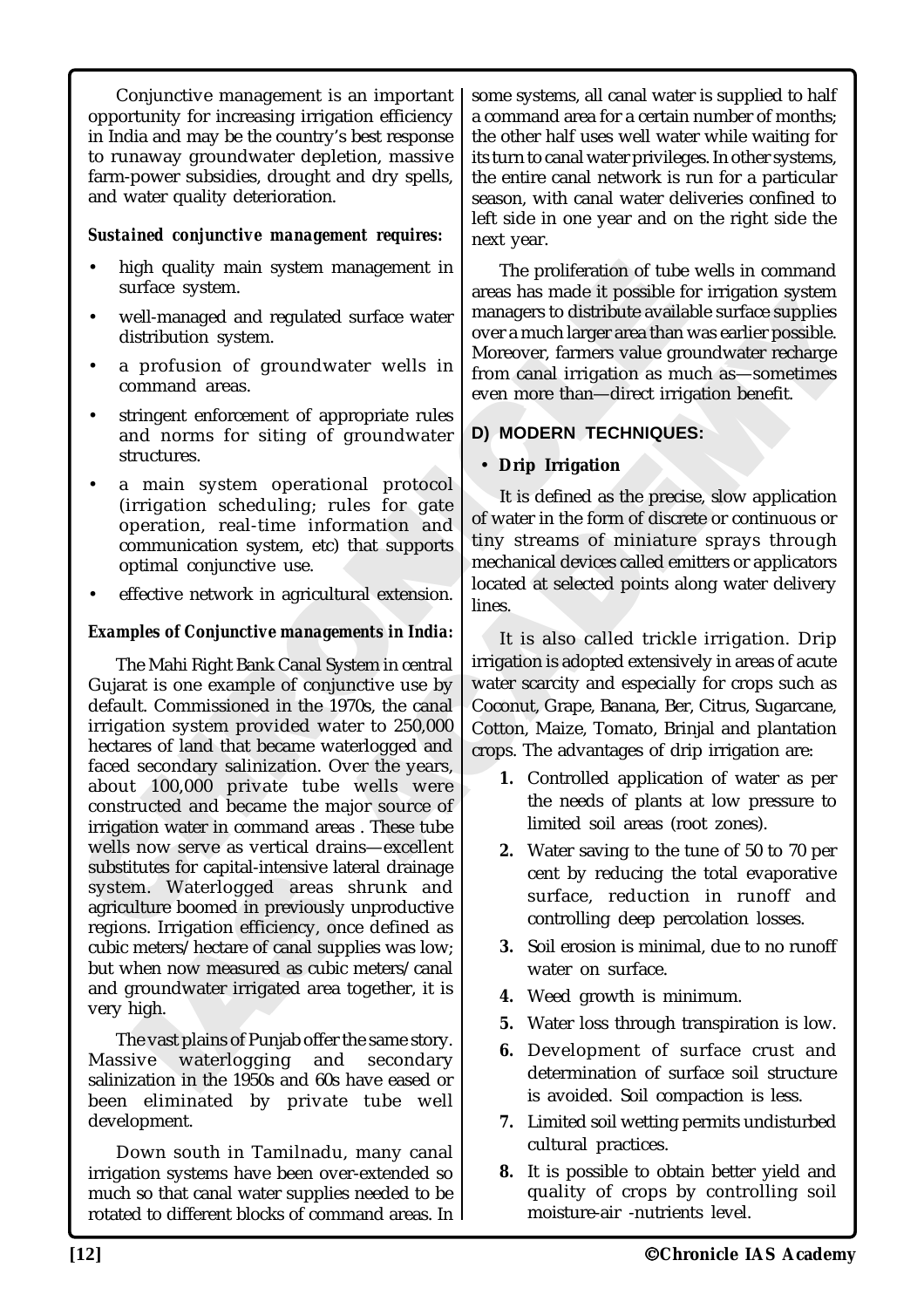Conjunctive management is an important opportunity for increasing irrigation efficiency in India and may be the country's best response to runaway groundwater depletion, massive farm-power subsidies, drought and dry spells, and water quality deterioration.

***Sustained conjunctive management requires:***

- high quality main system management in surface system.
- well-managed and regulated surface water distribution system.
- a profusion of groundwater wells in command areas.
- stringent enforcement of appropriate rules and norms for siting of groundwater structures.
- a main system operational protocol (irrigation scheduling; rules for gate operation, real-time information and communication system, etc) that supports optimal conjunctive use.
- effective network in agricultural extension.

***Examples of Conjunctive managements in India:***

The Mahi Right Bank Canal System in central Gujarat is one example of conjunctive use by default. Commissioned in the 1970s, the canal irrigation system provided water to 250,000 hectares of land that became waterlogged and faced secondary salinization. Over the years, about 100,000 private tube wells were constructed and became the major source of irrigation water in command areas . These tube wells now serve as vertical drains—excellent substitutes for capital-intensive lateral drainage system. Waterlogged areas shrunk and agriculture boomed in previously unproductive regions. Irrigation efficiency, once defined as cubic meters/hectare of canal supplies was low; but when now measured as cubic meters/canal and groundwater irrigated area together, it is very high.

The vast plains of Punjab offer the same story. Massive waterlogging and secondary salinization in the 1950s and 60s have eased or been eliminated by private tube well development.

Down south in Tamilnadu, many canal irrigation systems have been over-extended so much so that canal water supplies needed to be rotated to different blocks of command areas. In some systems, all canal water is supplied to half a command area for a certain number of months; the other half uses well water while waiting for its turn to canal water privileges. In other systems, the entire canal network is run for a particular season, with canal water deliveries confined to left side in one year and on the right side the next year.

The proliferation of tube wells in command areas has made it possible for irrigation system managers to distribute available surface supplies over a much larger area than was earlier possible. Moreover, farmers value groundwater recharge from canal irrigation as much as—sometimes even more than—direct irrigation benefit.

## D) MODERN TECHNIQUES:

- ***Drip Irrigation***

It is defined as the precise, slow application of water in the form of discrete or continuous or tiny streams of miniature sprays through mechanical devices called emitters or applicators located at selected points along water delivery lines.

It is also called trickle irrigation. Drip irrigation is adopted extensively in areas of acute water scarcity and especially for crops such as Coconut, Grape, Banana, Ber, Citrus, Sugarcane, Cotton, Maize, Tomato, Brinjal and plantation crops. The advantages of drip irrigation are:

1. Controlled application of water as per the needs of plants at low pressure to limited soil areas (root zones).
2. Water saving to the tune of 50 to 70 per cent by reducing the total evaporative surface, reduction in runoff and controlling deep percolation losses.
3. Soil erosion is minimal, due to no runoff water on surface.
4. Weed growth is minimum.
5. Water loss through transpiration is low.
6. Development of surface crust and determination of surface soil structure is avoided. Soil compaction is less.
7. Limited soil wetting permits undisturbed cultural practices.
8. It is possible to obtain better yield and quality of crops by controlling soil moisture-air -nutrients level.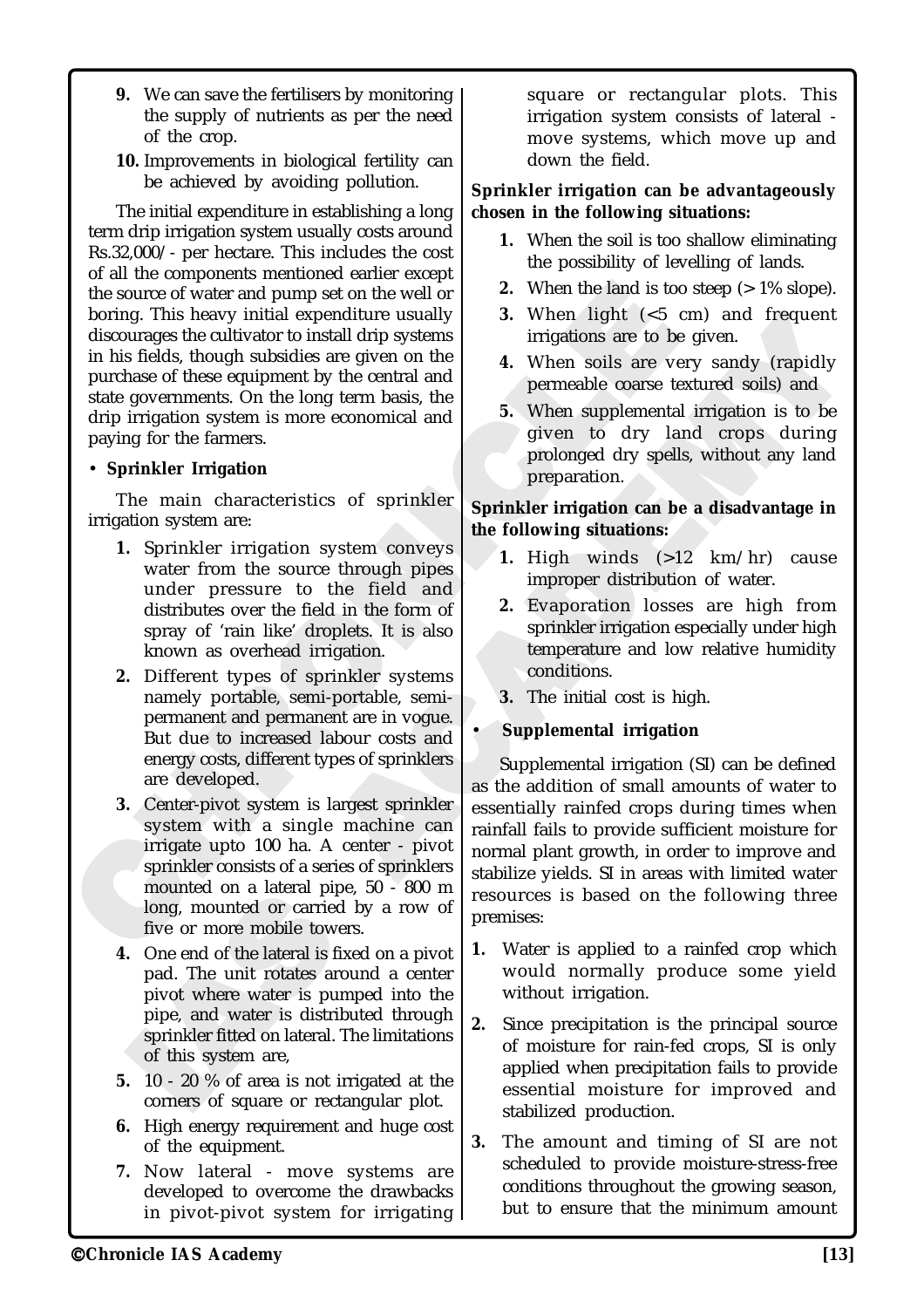9. We can save the fertilisers by monitoring the supply of nutrients as per the need of the crop.
10. Improvements in biological fertility can be achieved by avoiding pollution.

The initial expenditure in establishing a long term drip irrigation system usually costs around Rs.32,000/- per hectare. This includes the cost of all the components mentioned earlier except the source of water and pump set on the well or boring. This heavy initial expenditure usually discourages the cultivator to install drip systems in his fields, though subsidies are given on the purchase of these equipment by the central and state governments. On the long term basis, the drip irrigation system is more economical and paying for the farmers.

- **Sprinkler Irrigation**

The main characteristics of sprinkler irrigation system are:

1. Sprinkler irrigation system conveys water from the source through pipes under pressure to the field and distributes over the field in the form of spray of 'rain like' droplets. It is also known as overhead irrigation.
2. Different types of sprinkler systems namely portable, semi-portable, semi-permanent and permanent are in vogue. But due to increased labour costs and energy costs, different types of sprinklers are developed.
3. Center-pivot system is largest sprinkler system with a single machine can irrigate upto 100 ha. A center - pivot sprinkler consists of a series of sprinklers mounted on a lateral pipe, 50 - 800 m long, mounted or carried by a row of five or more mobile towers.
4. One end of the lateral is fixed on a pivot pad. The unit rotates around a center pivot where water is pumped into the pipe, and water is distributed through sprinkler fitted on lateral. The limitations of this system are,
5. 10 - 20 % of area is not irrigated at the corners of square or rectangular plot.
6. High energy requirement and huge cost of the equipment.
7. Now lateral - move systems are developed to overcome the drawbacks in pivot-pivot system for irrigating square or rectangular plots. This irrigation system consists of lateral - move systems, which move up and down the field.

**Sprinkler irrigation can be advantageously chosen in the following situations:**

1. When the soil is too shallow eliminating the possibility of levelling of lands.
2. When the land is too steep (> 1% slope).
3. When light (<5 cm) and frequent irrigations are to be given.
4. When soils are very sandy (rapidly permeable coarse textured soils) and
5. When supplemental irrigation is to be given to dry land crops during prolonged dry spells, without any land preparation.

**Sprinkler irrigation can be a disadvantage in the following situations:**

1. High winds (>12 km/hr) cause improper distribution of water.
2. Evaporation losses are high from sprinkler irrigation especially under high temperature and low relative humidity conditions.
3. The initial cost is high.

- **Supplemental irrigation**

Supplemental irrigation (SI) can be defined as the addition of small amounts of water to essentially rainfed crops during times when rainfall fails to provide sufficient moisture for normal plant growth, in order to improve and stabilize yields. SI in areas with limited water resources is based on the following three premises:

1. Water is applied to a rainfed crop which would normally produce some yield without irrigation.
2. Since precipitation is the principal source of moisture for rain-fed crops, SI is only applied when precipitation fails to provide essential moisture for improved and stabilized production.
3. The amount and timing of SI are not scheduled to provide moisture-stress-free conditions throughout the growing season, but to ensure that the minimum amount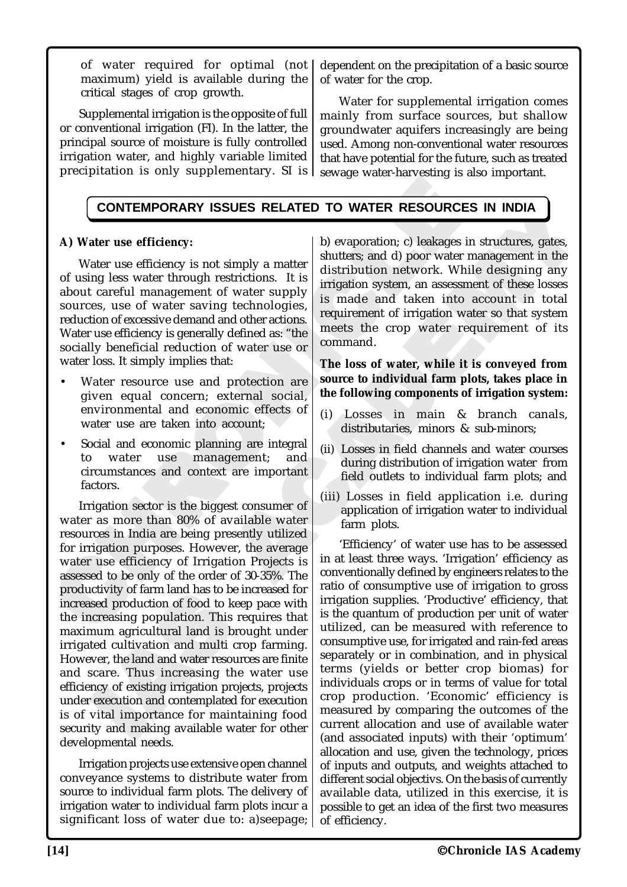of water required for optimal (not maximum) yield is available during the critical stages of crop growth.

Supplemental irrigation is the opposite of full or conventional irrigation (FI). In the latter, the principal source of moisture is fully controlled irrigation water, and highly variable limited precipitation is only supplementary. SI is dependent on the precipitation of a basic source of water for the crop.

Water for supplemental irrigation comes mainly from surface sources, but shallow groundwater aquifers increasingly are being used. Among non-conventional water resources that have potential for the future, such as treated sewage water-harvesting is also important.

## CONTEMPORARY ISSUES RELATED TO WATER RESOURCES IN INDIA

**A) Water use efficiency:**

Water use efficiency is not simply a matter of using less water through restrictions. It is about careful management of water supply sources, use of water saving technologies, reduction of excessive demand and other actions. Water use efficiency is generally defined as: "the socially beneficial reduction of water use or water loss. It simply implies that:

- Water resource use and protection are given equal concern; external social, environmental and economic effects of water use are taken into account;
- Social and economic planning are integral to water use management; and circumstances and context are important factors.

Irrigation sector is the biggest consumer of water as more than 80% of available water resources in India are being presently utilized for irrigation purposes. However, the average water use efficiency of Irrigation Projects is assessed to be only of the order of 30-35%. The productivity of farm land has to be increased for increased production of food to keep pace with the increasing population. This requires that maximum agricultural land is brought under irrigated cultivation and multi crop farming. However, the land and water resources are finite and scare. Thus increasing the water use efficiency of existing irrigation projects, projects under execution and contemplated for execution is of vital importance for maintaining food security and making available water for other developmental needs.

Irrigation projects use extensive open channel conveyance systems to distribute water from source to individual farm plots. The delivery of irrigation water to individual farm plots incur a significant loss of water due to: a)seepage; b) evaporation; c) leakages in structures, gates, shutters; and d) poor water management in the distribution network. While designing any irrigation system, an assessment of these losses is made and taken into account in total requirement of irrigation water so that system meets the crop water requirement of its command.

**The loss of water, while it is conveyed from source to individual farm plots, takes place in the following components of irrigation system:**

(i) Losses in main & branch canals, distributaries, minors & sub-minors;

(ii) Losses in field channels and water courses during distribution of irrigation water from field outlets to individual farm plots; and

(iii) Losses in field application i.e. during application of irrigation water to individual farm plots.

'Efficiency' of water use has to be assessed in at least three ways. 'Irrigation' efficiency as conventionally defined by engineers relates to the ratio of consumptive use of irrigation to gross irrigation supplies. 'Productive' efficiency, that is the quantum of production per unit of water utilized, can be measured with reference to consumptive use, for irrigated and rain-fed areas separately or in combination, and in physical terms (yields or better crop biomas) for individuals crops or in terms of value for total crop production. 'Economic' efficiency is measured by comparing the outcomes of the current allocation and use of available water (and associated inputs) with their 'optimum' allocation and use, given the technology, prices of inputs and outputs, and weights attached to different social objectivs. On the basis of currently available data, utilized in this exercise, it is possible to get an idea of the first two measures of efficiency.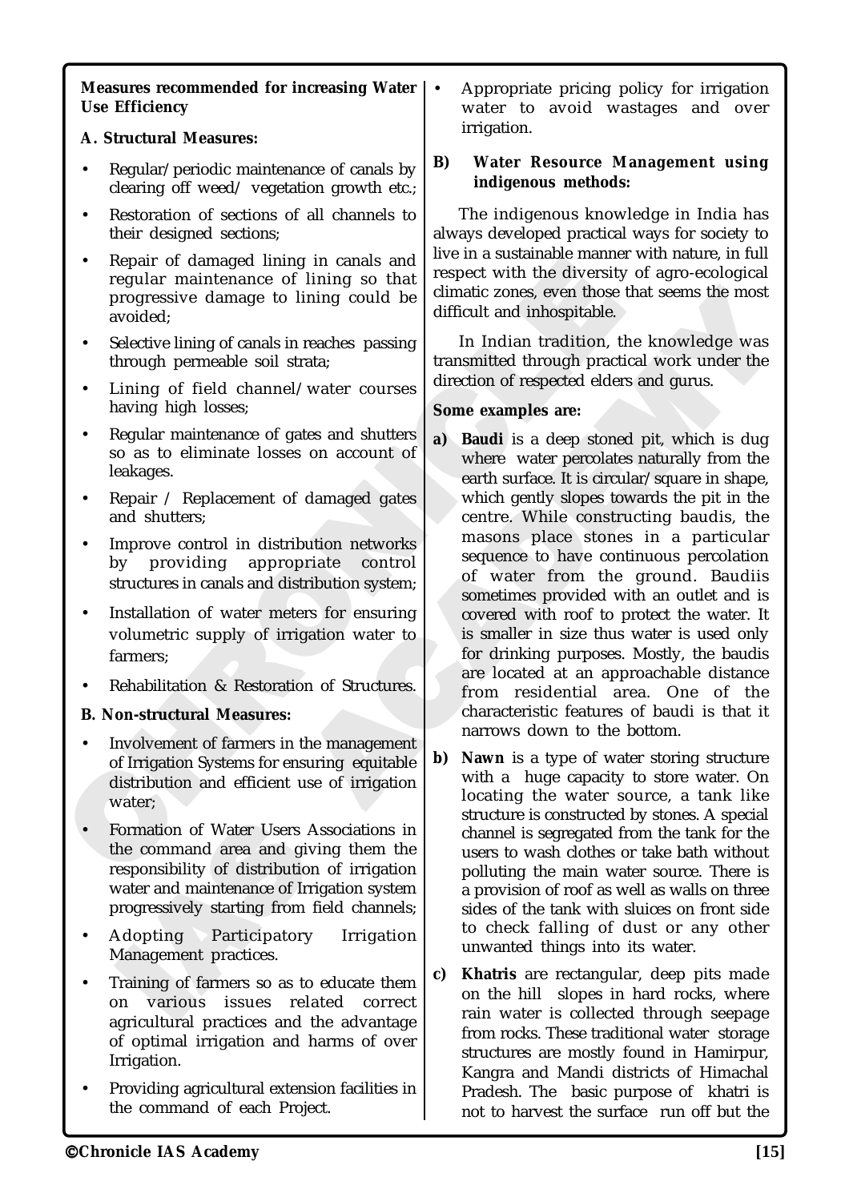**Measures recommended for increasing Water Use Efficiency**

**A. Structural Measures:**

- Regular/periodic maintenance of canals by clearing off weed/ vegetation growth etc.;
- Restoration of sections of all channels to their designed sections;
- Repair of damaged lining in canals and regular maintenance of lining so that progressive damage to lining could be avoided;
- Selective lining of canals in reaches passing through permeable soil strata;
- Lining of field channel/water courses having high losses;
- Regular maintenance of gates and shutters so as to eliminate losses on account of leakages.
- Repair / Replacement of damaged gates and shutters;
- Improve control in distribution networks by providing appropriate control structures in canals and distribution system;
- Installation of water meters for ensuring volumetric supply of irrigation water to farmers;
- Rehabilitation & Restoration of Structures.

**B. Non-structural Measures:**

- Involvement of farmers in the management of Irrigation Systems for ensuring equitable distribution and efficient use of irrigation water;
- Formation of Water Users Associations in the command area and giving them the responsibility of distribution of irrigation water and maintenance of Irrigation system progressively starting from field channels;
- Adopting Participatory Irrigation Management practices.
- Training of farmers so as to educate them on various issues related correct agricultural practices and the advantage of optimal irrigation and harms of over Irrigation.
- Providing agricultural extension facilities in the command of each Project.
- Appropriate pricing policy for irrigation water to avoid wastages and over irrigation.

**B) Water Resource Management using indigenous methods:**

The indigenous knowledge in India has always developed practical ways for society to live in a sustainable manner with nature, in full respect with the diversity of agro-ecological climatic zones, even those that seems the most difficult and inhospitable.

In Indian tradition, the knowledge was transmitted through practical work under the direction of respected elders and gurus.

**Some examples are:**

a) **Baudi** is a deep stoned pit, which is dug where water percolates naturally from the earth surface. It is circular/square in shape, which gently slopes towards the pit in the centre. While constructing baudis, the masons place stones in a particular sequence to have continuous percolation of water from the ground. Baudiis sometimes provided with an outlet and is covered with roof to protect the water. It is smaller in size thus water is used only for drinking purposes. Mostly, the baudis are located at an approachable distance from residential area. One of the characteristic features of baudi is that it narrows down to the bottom.

b) **Nawn** is a type of water storing structure with a huge capacity to store water. On locating the water source, a tank like structure is constructed by stones. A special channel is segregated from the tank for the users to wash clothes or take bath without polluting the main water source. There is a provision of roof as well as walls on three sides of the tank with sluices on front side to check falling of dust or any other unwanted things into its water.

c) **Khatris** are rectangular, deep pits made on the hill slopes in hard rocks, where rain water is collected through seepage from rocks. These traditional water storage structures are mostly found in Hamirpur, Kangra and Mandi districts of Himachal Pradesh. The basic purpose of khatri is not to harvest the surface run off but the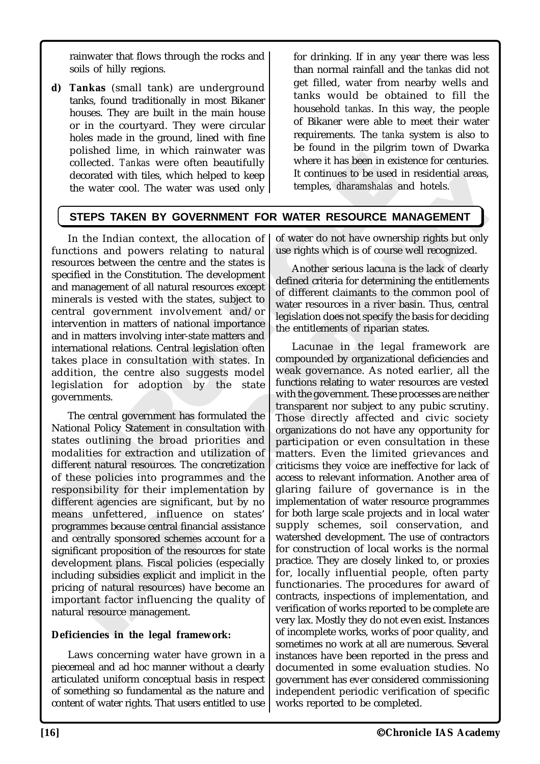rainwater that flows through the rocks and soils of hilly regions.

d) **Tankas** (small tank) are underground tanks, found traditionally in most Bikaner houses. They are built in the main house or in the courtyard. They were circular holes made in the ground, lined with fine polished lime, in which rainwater was collected. *Tankas* were often beautifully decorated with tiles, which helped to keep the water cool. The water was used only for drinking. If in any year there was less than normal rainfall and the *tankas* did not get filled, water from nearby wells and tanks would be obtained to fill the household *tankas*. In this way, the people of Bikaner were able to meet their water requirements. The *tanka* system is also to be found in the pilgrim town of Dwarka where it has been in existence for centuries. It continues to be used in residential areas, temples, *dharamshalas* and hotels.

## STEPS TAKEN BY GOVERNMENT FOR WATER RESOURCE MANAGEMENT

In the Indian context, the allocation of functions and powers relating to natural resources between the centre and the states is specified in the Constitution. The development and management of all natural resources except minerals is vested with the states, subject to central government involvement and/or intervention in matters of national importance and in matters involving inter-state matters and international relations. Central legislation often takes place in consultation with states. In addition, the centre also suggests model legislation for adoption by the state governments.

The central government has formulated the National Policy Statement in consultation with states outlining the broad priorities and modalities for extraction and utilization of different natural resources. The concretization of these policies into programmes and the responsibility for their implementation by different agencies are significant, but by no means unfettered, influence on states' programmes because central financial assistance and centrally sponsored schemes account for a significant proposition of the resources for state development plans. Fiscal policies (especially including subsidies explicit and implicit in the pricing of natural resources) have become an important factor influencing the quality of natural resource management.

**Deficiencies in the legal framework:**

Laws concerning water have grown in a piecemeal and ad hoc manner without a clearly articulated uniform conceptual basis in respect of something so fundamental as the nature and content of water rights. That users entitled to use of water do not have ownership rights but only use rights which is of course well recognized.

Another serious lacuna is the lack of clearly defined criteria for determining the entitlements of different claimants to the common pool of water resources in a river basin. Thus, central legislation does not specify the basis for deciding the entitlements of riparian states.

Lacunae in the legal framework are compounded by organizational deficiencies and weak governance. As noted earlier, all the functions relating to water resources are vested with the government. These processes are neither transparent nor subject to any pubic scrutiny. Those directly affected and civic society organizations do not have any opportunity for participation or even consultation in these matters. Even the limited grievances and criticisms they voice are ineffective for lack of access to relevant information. Another area of glaring failure of governance is in the implementation of water resource programmes for both large scale projects and in local water supply schemes, soil conservation, and watershed development. The use of contractors for construction of local works is the normal practice. They are closely linked to, or proxies for, locally influential people, often party functionaries. The procedures for award of contracts, inspections of implementation, and verification of works reported to be complete are very lax. Mostly they do not even exist. Instances of incomplete works, works of poor quality, and sometimes no work at all are numerous. Several instances have been reported in the press and documented in some evaluation studies. No government has ever considered commissioning independent periodic verification of specific works reported to be completed.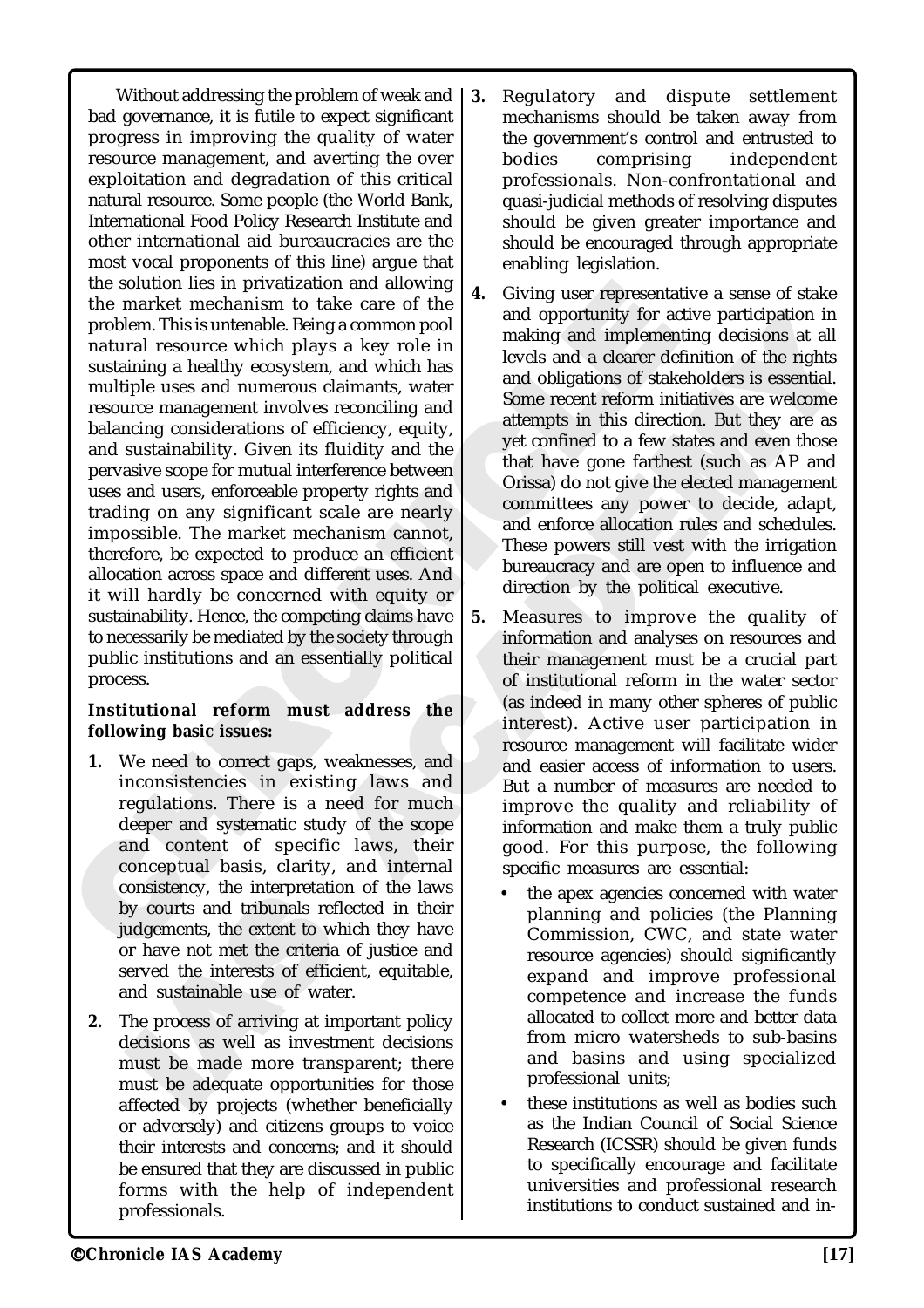Without addressing the problem of weak and bad governance, it is futile to expect significant progress in improving the quality of water resource management, and averting the over exploitation and degradation of this critical natural resource. Some people (the World Bank, International Food Policy Research Institute and other international aid bureaucracies are the most vocal proponents of this line) argue that the solution lies in privatization and allowing the market mechanism to take care of the problem. This is untenable. Being a common pool natural resource which plays a key role in sustaining a healthy ecosystem, and which has multiple uses and numerous claimants, water resource management involves reconciling and balancing considerations of efficiency, equity, and sustainability. Given its fluidity and the pervasive scope for mutual interference between uses and users, enforceable property rights and trading on any significant scale are nearly impossible. The market mechanism cannot, therefore, be expected to produce an efficient allocation across space and different uses. And it will hardly be concerned with equity or sustainability. Hence, the competing claims have to necessarily be mediated by the society through public institutions and an essentially political process.

**Institutional reform must address the following basic issues:**

1. We need to correct gaps, weaknesses, and inconsistencies in existing laws and regulations. There is a need for much deeper and systematic study of the scope and content of specific laws, their conceptual basis, clarity, and internal consistency, the interpretation of the laws by courts and tribunals reflected in their judgements, the extent to which they have or have not met the criteria of justice and served the interests of efficient, equitable, and sustainable use of water.
2. The process of arriving at important policy decisions as well as investment decisions must be made more transparent; there must be adequate opportunities for those affected by projects (whether beneficially or adversely) and citizens groups to voice their interests and concerns; and it should be ensured that they are discussed in public forms with the help of independent professionals.
3. Regulatory and dispute settlement mechanisms should be taken away from the government's control and entrusted to bodies comprising independent professionals. Non-confrontational and quasi-judicial methods of resolving disputes should be given greater importance and should be encouraged through appropriate enabling legislation.
4. Giving user representative a sense of stake and opportunity for active participation in making and implementing decisions at all levels and a clearer definition of the rights and obligations of stakeholders is essential. Some recent reform initiatives are welcome attempts in this direction. But they are as yet confined to a few states and even those that have gone farthest (such as AP and Orissa) do not give the elected management committees any power to decide, adapt, and enforce allocation rules and schedules. These powers still vest with the irrigation bureaucracy and are open to influence and direction by the political executive.
5. Measures to improve the quality of information and analyses on resources and their management must be a crucial part of institutional reform in the water sector (as indeed in many other spheres of public interest). Active user participation in resource management will facilitate wider and easier access of information to users. But a number of measures are needed to improve the quality and reliability of information and make them a truly public good. For this purpose, the following specific measures are essential:
   - the apex agencies concerned with water planning and policies (the Planning Commission, CWC, and state water resource agencies) should significantly expand and improve professional competence and increase the funds allocated to collect more and better data from micro watersheds to sub-basins and basins and using specialized professional units;
   - these institutions as well as bodies such as the Indian Council of Social Science Research (ICSSR) should be given funds to specifically encourage and facilitate universities and professional research institutions to conduct sustained and in-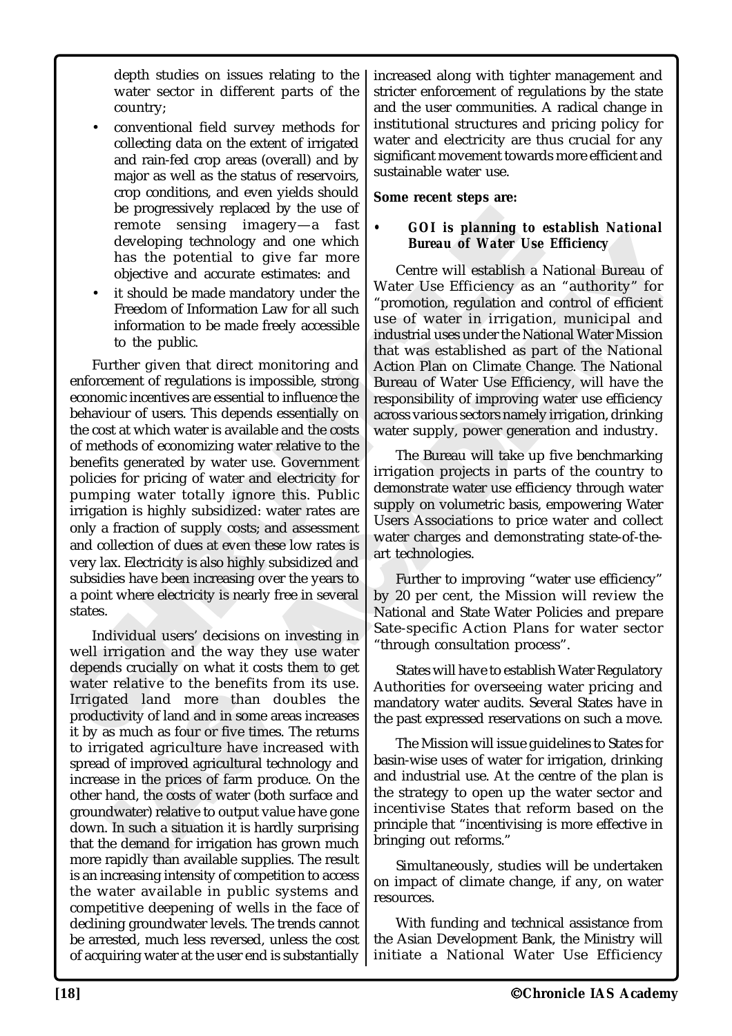depth studies on issues relating to the water sector in different parts of the country;

- conventional field survey methods for collecting data on the extent of irrigated and rain-fed crop areas (overall) and by major as well as the status of reservoirs, crop conditions, and even yields should be progressively replaced by the use of remote sensing imagery—a fast developing technology and one which has the potential to give far more objective and accurate estimates: and
- it should be made mandatory under the Freedom of Information Law for all such information to be made freely accessible to the public.

Further given that direct monitoring and enforcement of regulations is impossible, strong economic incentives are essential to influence the behaviour of users. This depends essentially on the cost at which water is available and the costs of methods of economizing water relative to the benefits generated by water use. Government policies for pricing of water and electricity for pumping water totally ignore this. Public irrigation is highly subsidized: water rates are only a fraction of supply costs; and assessment and collection of dues at even these low rates is very lax. Electricity is also highly subsidized and subsidies have been increasing over the years to a point where electricity is nearly free in several states.

Individual users' decisions on investing in well irrigation and the way they use water depends crucially on what it costs them to get water relative to the benefits from its use. Irrigated land more than doubles the productivity of land and in some areas increases it by as much as four or five times. The returns to irrigated agriculture have increased with spread of improved agricultural technology and increase in the prices of farm produce. On the other hand, the costs of water (both surface and groundwater) relative to output value have gone down. In such a situation it is hardly surprising that the demand for irrigation has grown much more rapidly than available supplies. The result is an increasing intensity of competition to access the water available in public systems and competitive deepening of wells in the face of declining groundwater levels. The trends cannot be arrested, much less reversed, unless the cost of acquiring water at the user end is substantially increased along with tighter management and stricter enforcement of regulations by the state and the user communities. A radical change in institutional structures and pricing policy for water and electricity are thus crucial for any significant movement towards more efficient and sustainable water use.

**Some recent steps are:**

- ***GOI is planning to establish National Bureau of Water Use Efficiency***

Centre will establish a National Bureau of Water Use Efficiency as an "authority" for "promotion, regulation and control of efficient use of water in irrigation, municipal and industrial uses under the National Water Mission that was established as part of the National Action Plan on Climate Change. The National Bureau of Water Use Efficiency, will have the responsibility of improving water use efficiency across various sectors namely irrigation, drinking water supply, power generation and industry.

The Bureau will take up five benchmarking irrigation projects in parts of the country to demonstrate water use efficiency through water supply on volumetric basis, empowering Water Users Associations to price water and collect water charges and demonstrating state-of-the-art technologies.

Further to improving "water use efficiency" by 20 per cent, the Mission will review the National and State Water Policies and prepare Sate-specific Action Plans for water sector "through consultation process".

States will have to establish Water Regulatory Authorities for overseeing water pricing and mandatory water audits. Several States have in the past expressed reservations on such a move.

The Mission will issue guidelines to States for basin-wise uses of water for irrigation, drinking and industrial use. At the centre of the plan is the strategy to open up the water sector and incentivise States that reform based on the principle that "incentivising is more effective in bringing out reforms."

Simultaneously, studies will be undertaken on impact of climate change, if any, on water resources.

With funding and technical assistance from the Asian Development Bank, the Ministry will initiate a National Water Use Efficiency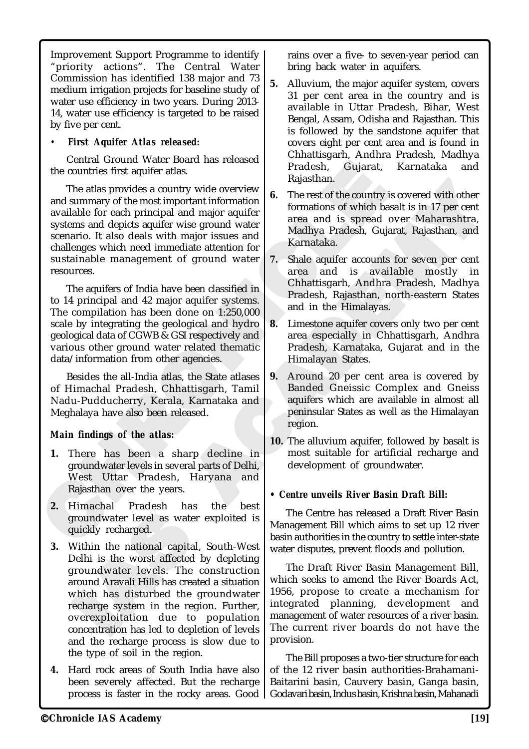Improvement Support Programme to identify "priority actions". The Central Water Commission has identified 138 major and 73 medium irrigation projects for baseline study of water use efficiency in two years. During 2013-14, water use efficiency is targeted to be raised by five per cent.

- ***First Aquifer Atlas released:***

Central Ground Water Board has released the countries first aquifer atlas.

The atlas provides a country wide overview and summary of the most important information available for each principal and major aquifer systems and depicts aquifer wise ground water scenario. It also deals with major issues and challenges which need immediate attention for sustainable management of ground water resources.

The aquifers of India have been classified in to 14 principal and 42 major aquifer systems. The compilation has been done on 1:250,000 scale by integrating the geological and hydro geological data of CGWB & GSI respectively and various other ground water related thematic data/information from other agencies.

Besides the all-India atlas, the State atlases of Himachal Pradesh, Chhattisgarh, Tamil Nadu-Pudducherry, Kerala, Karnataka and Meghalaya have also been released.

***Main findings of the atlas:***

1. There has been a sharp decline in groundwater levels in several parts of Delhi, West Uttar Pradesh, Haryana and Rajasthan over the years.
2. Himachal Pradesh has the best groundwater level as water exploited is quickly recharged.
3. Within the national capital, South-West Delhi is the worst affected by depleting groundwater levels. The construction around Aravali Hills has created a situation which has disturbed the groundwater recharge system in the region. Further, overexploitation due to population concentration has led to depletion of levels and the recharge process is slow due to the type of soil in the region.
4. Hard rock areas of South India have also been severely affected. But the recharge process is faster in the rocky areas. Good rains over a five- to seven-year period can bring back water in aquifers.
5. Alluvium, the major aquifer system, covers 31 per cent area in the country and is available in Uttar Pradesh, Bihar, West Bengal, Assam, Odisha and Rajasthan. This is followed by the sandstone aquifer that covers eight per cent area and is found in Chhattisgarh, Andhra Pradesh, Madhya Pradesh, Gujarat, Karnataka and Rajasthan.
6. The rest of the country is covered with other formations of which basalt is in 17 per cent area and is spread over Maharashtra, Madhya Pradesh, Gujarat, Rajasthan, and Karnataka.
7. Shale aquifer accounts for seven per cent area and is available mostly in Chhattisgarh, Andhra Pradesh, Madhya Pradesh, Rajasthan, north-eastern States and in the Himalayas.
8. Limestone aquifer covers only two per cent area especially in Chhattisgarh, Andhra Pradesh, Karnataka, Gujarat and in the Himalayan States.
9. Around 20 per cent area is covered by Banded Gneissic Complex and Gneiss aquifers which are available in almost all peninsular States as well as the Himalayan region.
10. The alluvium aquifer, followed by basalt is most suitable for artificial recharge and development of groundwater.

- ***Centre unveils River Basin Draft Bill:***

The Centre has released a Draft River Basin Management Bill which aims to set up 12 river basin authorities in the country to settle inter-state water disputes, prevent floods and pollution.

The Draft River Basin Management Bill, which seeks to amend the River Boards Act, 1956, propose to create a mechanism for integrated planning, development and management of water resources of a river basin. The current river boards do not have the provision.

The Bill proposes a two-tier structure for each of the 12 river basin authorities-Brahamani-Baitarini basin, Cauvery basin, Ganga basin, Godavari basin, Indus basin, Krishna basin, Mahanadi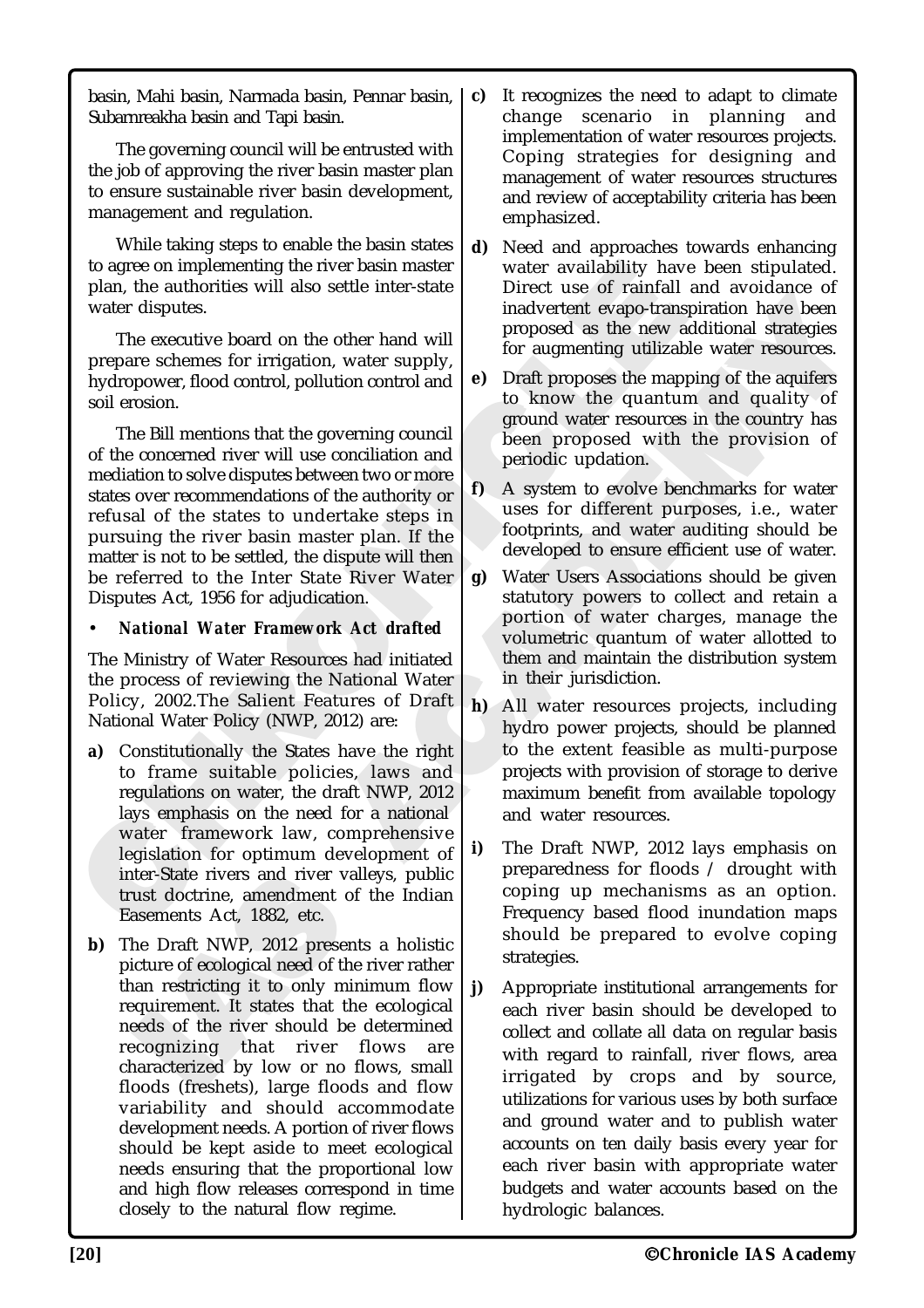basin, Mahi basin, Narmada basin, Pennar basin, Subarnreakha basin and Tapi basin.

The governing council will be entrusted with the job of approving the river basin master plan to ensure sustainable river basin development, management and regulation.

While taking steps to enable the basin states to agree on implementing the river basin master plan, the authorities will also settle inter-state water disputes.

The executive board on the other hand will prepare schemes for irrigation, water supply, hydropower, flood control, pollution control and soil erosion.

The Bill mentions that the governing council of the concerned river will use conciliation and mediation to solve disputes between two or more states over recommendations of the authority or refusal of the states to undertake steps in pursuing the river basin master plan. If the matter is not to be settled, the dispute will then be referred to the Inter State River Water Disputes Act, 1956 for adjudication.

- ***National Water Framework Act drafted***

The Ministry of Water Resources had initiated the process of reviewing the National Water Policy, 2002.The Salient Features of Draft National Water Policy (NWP, 2012) are:

**a)** Constitutionally the States have the right to frame suitable policies, laws and regulations on water, the draft NWP, 2012 lays emphasis on the need for a national water framework law, comprehensive legislation for optimum development of inter-State rivers and river valleys, public trust doctrine, amendment of the Indian Easements Act, 1882, etc.

**b)** The Draft NWP, 2012 presents a holistic picture of ecological need of the river rather than restricting it to only minimum flow requirement. It states that the ecological needs of the river should be determined recognizing that river flows are characterized by low or no flows, small floods (freshets), large floods and flow variability and should accommodate development needs. A portion of river flows should be kept aside to meet ecological needs ensuring that the proportional low and high flow releases correspond in time closely to the natural flow regime.

**c)** It recognizes the need to adapt to climate change scenario in planning and implementation of water resources projects. Coping strategies for designing and management of water resources structures and review of acceptability criteria has been emphasized.

**d)** Need and approaches towards enhancing water availability have been stipulated. Direct use of rainfall and avoidance of inadvertent evapo-transpiration have been proposed as the new additional strategies for augmenting utilizable water resources.

**e)** Draft proposes the mapping of the aquifers to know the quantum and quality of ground water resources in the country has been proposed with the provision of periodic updation.

**f)** A system to evolve benchmarks for water uses for different purposes, i.e., water footprints, and water auditing should be developed to ensure efficient use of water.

**g)** Water Users Associations should be given statutory powers to collect and retain a portion of water charges, manage the volumetric quantum of water allotted to them and maintain the distribution system in their jurisdiction.

**h)** All water resources projects, including hydro power projects, should be planned to the extent feasible as multi-purpose projects with provision of storage to derive maximum benefit from available topology and water resources.

**i)** The Draft NWP, 2012 lays emphasis on preparedness for floods / drought with coping up mechanisms as an option. Frequency based flood inundation maps should be prepared to evolve coping strategies.

**j)** Appropriate institutional arrangements for each river basin should be developed to collect and collate all data on regular basis with regard to rainfall, river flows, area irrigated by crops and by source, utilizations for various uses by both surface and ground water and to publish water accounts on ten daily basis every year for each river basin with appropriate water budgets and water accounts based on the hydrologic balances.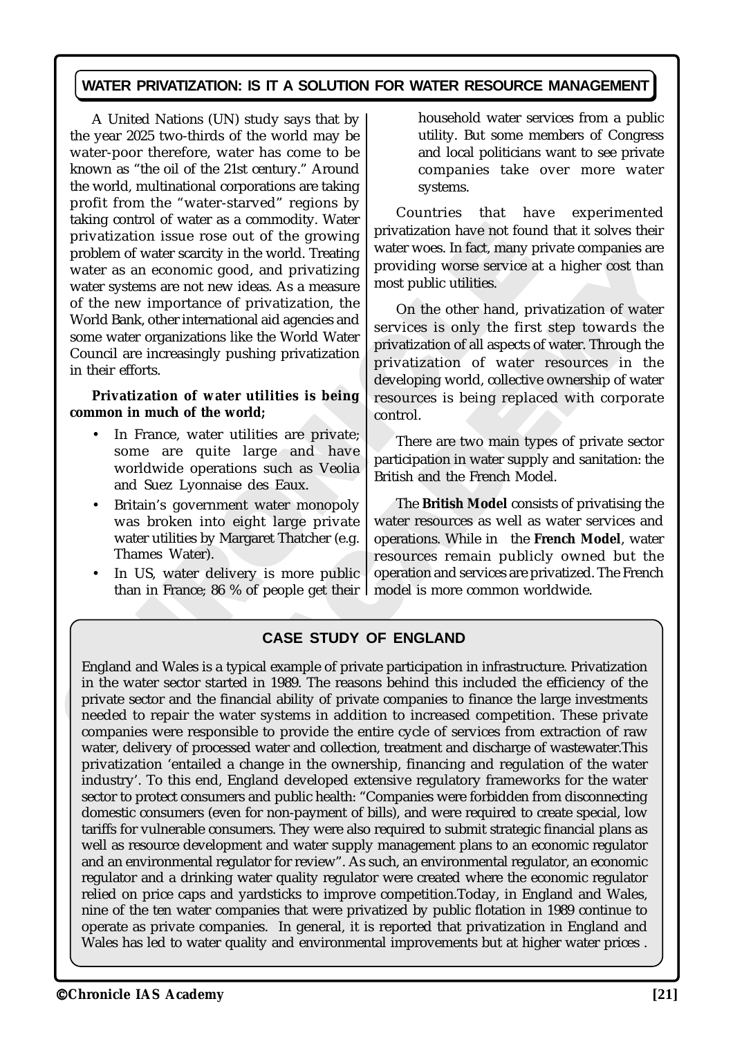## WATER PRIVATIZATION: IS IT A SOLUTION FOR WATER RESOURCE MANAGEMENT

A United Nations (UN) study says that by the year 2025 two-thirds of the world may be water-poor therefore, water has come to be known as "the oil of the 21st century." Around the world, multinational corporations are taking profit from the "water-starved" regions by taking control of water as a commodity. Water privatization issue rose out of the growing problem of water scarcity in the world. Treating water as an economic good, and privatizing water systems are not new ideas. As a measure of the new importance of privatization, the World Bank, other international aid agencies and some water organizations like the World Water Council are increasingly pushing privatization in their efforts.

**Privatization of water utilities is being common in much of the world;**

- In France, water utilities are private; some are quite large and have worldwide operations such as Veolia and Suez Lyonnaise des Eaux.
- Britain's government water monopoly was broken into eight large private water utilities by Margaret Thatcher (e.g. Thames Water).
- In US, water delivery is more public than in France; 86 % of people get their household water services from a public utility. But some members of Congress and local politicians want to see private companies take over more water systems.

Countries that have experimented privatization have not found that it solves their water woes. In fact, many private companies are providing worse service at a higher cost than most public utilities.

On the other hand, privatization of water services is only the first step towards the privatization of all aspects of water. Through the privatization of water resources in the developing world, collective ownership of water resources is being replaced with corporate control.

There are two main types of private sector participation in water supply and sanitation: the British and the French Model.

The **British Model** consists of privatising the water resources as well as water services and operations. While in the **French Model**, water resources remain publicly owned but the operation and services are privatized. The French model is more common worldwide.

### CASE STUDY OF ENGLAND

England and Wales is a typical example of private participation in infrastructure. Privatization in the water sector started in 1989. The reasons behind this included the efficiency of the private sector and the financial ability of private companies to finance the large investments needed to repair the water systems in addition to increased competition. These private companies were responsible to provide the entire cycle of services from extraction of raw water, delivery of processed water and collection, treatment and discharge of wastewater.This privatization 'entailed a change in the ownership, financing and regulation of the water industry'. To this end, England developed extensive regulatory frameworks for the water sector to protect consumers and public health: "Companies were forbidden from disconnecting domestic consumers (even for non-payment of bills), and were required to create special, low tariffs for vulnerable consumers. They were also required to submit strategic financial plans as well as resource development and water supply management plans to an economic regulator and an environmental regulator for review". As such, an environmental regulator, an economic regulator and a drinking water quality regulator were created where the economic regulator relied on price caps and yardsticks to improve competition.Today, in England and Wales, nine of the ten water companies that were privatized by public flotation in 1989 continue to operate as private companies. In general, it is reported that privatization in England and Wales has led to water quality and environmental improvements but at higher water prices .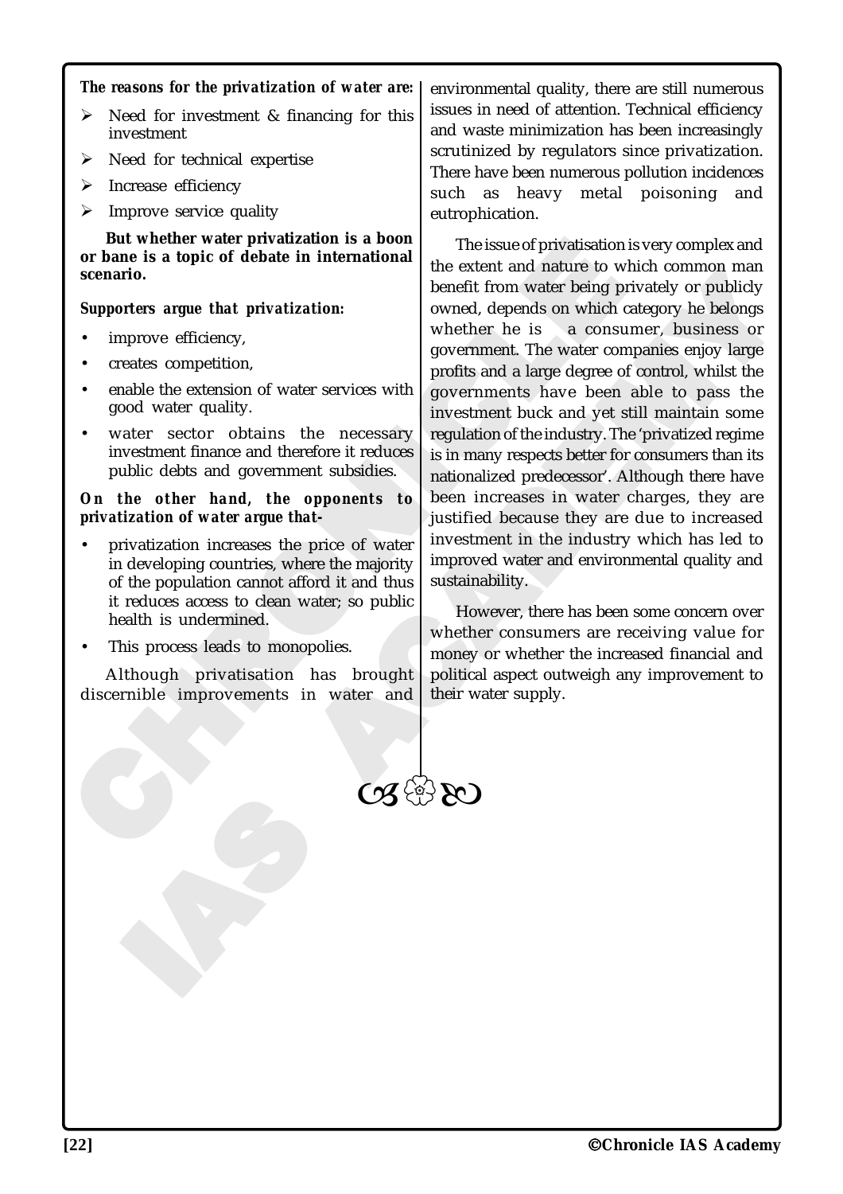***The reasons for the privatization of water are:***

- Need for investment & financing for this investment
- Need for technical expertise
- Increase efficiency
- Improve service quality

**But whether water privatization is a boon or bane is a topic of debate in international scenario.**

***Supporters argue that privatization:***

- improve efficiency,
- creates competition,
- enable the extension of water services with good water quality.
- water sector obtains the necessary investment finance and therefore it reduces public debts and government subsidies.

***On the other hand, the opponents to privatization of water argue that-***

- privatization increases the price of water in developing countries, where the majority of the population cannot afford it and thus it reduces access to clean water; so public health is undermined.
- This process leads to monopolies.

Although privatisation has brought discernible improvements in water and environmental quality, there are still numerous issues in need of attention. Technical efficiency and waste minimization has been increasingly scrutinized by regulators since privatization. There have been numerous pollution incidences such as heavy metal poisoning and eutrophication.

The issue of privatisation is very complex and the extent and nature to which common man benefit from water being privately or publicly owned, depends on which category he belongs whether he is a consumer, business or government. The water companies enjoy large profits and a large degree of control, whilst the governments have been able to pass the investment buck and yet still maintain some regulation of the industry. The 'privatized regime is in many respects better for consumers than its nationalized predecessor'. Although there have been increases in water charges, they are justified because they are due to increased investment in the industry which has led to improved water and environmental quality and sustainability.

However, there has been some concern over whether consumers are receiving value for money or whether the increased financial and political aspect outweigh any improvement to their water supply.